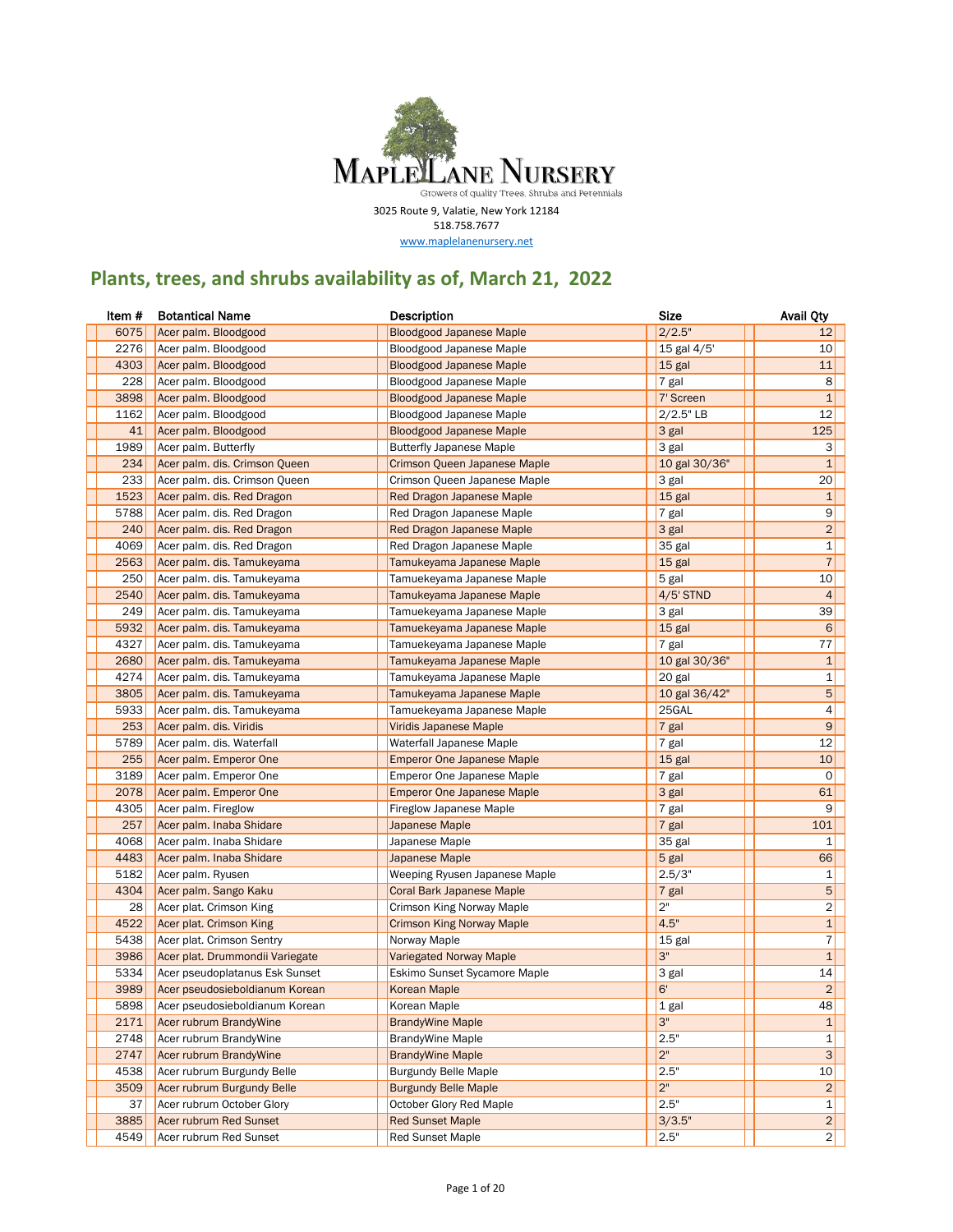# Maple Lane Nursery

Growers of quality Trees, Shrubs and Perennials

3025 Route 9, Valatie, New York 12184
518.758.7677
www.maplelanenursery.net

## Plants, trees, and shrubs availability as of, March 21, 2022

| Item # | Botantical Name | Description | Size | Avail Qty |
|---|---|---|---|---|
| 6075 | Acer palm. Bloodgood | Bloodgood Japanese Maple | 2/2.5" | 12 |
| 2276 | Acer palm. Bloodgood | Bloodgood Japanese Maple | 15 gal 4/5' | 10 |
| 4303 | Acer palm. Bloodgood | Bloodgood Japanese Maple | 15 gal | 11 |
| 228 | Acer palm. Bloodgood | Bloodgood Japanese Maple | 7 gal | 8 |
| 3898 | Acer palm. Bloodgood | Bloodgood Japanese Maple | 7' Screen | 1 |
| 1162 | Acer palm. Bloodgood | Bloodgood Japanese Maple | 2/2.5" LB | 12 |
| 41 | Acer palm. Bloodgood | Bloodgood Japanese Maple | 3 gal | 125 |
| 1989 | Acer palm. Butterfly | Butterfly Japanese Maple | 3 gal | 3 |
| 234 | Acer palm. dis. Crimson Queen | Crimson Queen Japanese Maple | 10 gal 30/36" | 1 |
| 233 | Acer palm. dis. Crimson Queen | Crimson Queen Japanese Maple | 3 gal | 20 |
| 1523 | Acer palm. dis. Red Dragon | Red Dragon Japanese Maple | 15 gal | 1 |
| 5788 | Acer palm. dis. Red Dragon | Red Dragon Japanese Maple | 7 gal | 9 |
| 240 | Acer palm. dis. Red Dragon | Red Dragon Japanese Maple | 3 gal | 2 |
| 4069 | Acer palm. dis. Red Dragon | Red Dragon Japanese Maple | 35 gal | 1 |
| 2563 | Acer palm. dis. Tamukeyama | Tamukeyama Japanese Maple | 15 gal | 7 |
| 250 | Acer palm. dis. Tamukeyama | Tamuekeyama Japanese Maple | 5 gal | 10 |
| 2540 | Acer palm. dis. Tamukeyama | Tamukeyama Japanese Maple | 4/5' STND | 4 |
| 249 | Acer palm. dis. Tamukeyama | Tamuekeyama Japanese Maple | 3 gal | 39 |
| 5932 | Acer palm. dis. Tamukeyama | Tamuekeyama Japanese Maple | 15 gal | 6 |
| 4327 | Acer palm. dis. Tamukeyama | Tamuekeyama Japanese Maple | 7 gal | 77 |
| 2680 | Acer palm. dis. Tamukeyama | Tamukeyama Japanese Maple | 10 gal 30/36" | 1 |
| 4274 | Acer palm. dis. Tamukeyama | Tamukeyama Japanese Maple | 20 gal | 1 |
| 3805 | Acer palm. dis. Tamukeyama | Tamukeyama Japanese Maple | 10 gal 36/42" | 5 |
| 5933 | Acer palm. dis. Tamukeyama | Tamuekeyama Japanese Maple | 25GAL | 4 |
| 253 | Acer palm. dis. Viridis | Viridis Japanese Maple | 7 gal | 9 |
| 5789 | Acer palm. dis. Waterfall | Waterfall Japanese Maple | 7 gal | 12 |
| 255 | Acer palm. Emperor One | Emperor One Japanese Maple | 15 gal | 10 |
| 3189 | Acer palm. Emperor One | Emperor One Japanese Maple | 7 gal | 0 |
| 2078 | Acer palm. Emperor One | Emperor One Japanese Maple | 3 gal | 61 |
| 4305 | Acer palm. Fireglow | Fireglow Japanese Maple | 7 gal | 9 |
| 257 | Acer palm. Inaba Shidare | Japanese Maple | 7 gal | 101 |
| 4068 | Acer palm. Inaba Shidare | Japanese Maple | 35 gal | 1 |
| 4483 | Acer palm. Inaba Shidare | Japanese Maple | 5 gal | 66 |
| 5182 | Acer palm. Ryusen | Weeping Ryusen Japanese Maple | 2.5/3" | 1 |
| 4304 | Acer palm. Sango Kaku | Coral Bark Japanese Maple | 7 gal | 5 |
| 28 | Acer plat. Crimson King | Crimson King Norway Maple | 2" | 2 |
| 4522 | Acer plat. Crimson King | Crimson King Norway Maple | 4.5" | 1 |
| 5438 | Acer plat. Crimson Sentry | Norway Maple | 15 gal | 7 |
| 3986 | Acer plat. Drummondii Variegate | Variegated Norway Maple | 3" | 1 |
| 5334 | Acer pseudoplatanus Esk Sunset | Eskimo Sunset Sycamore Maple | 3 gal | 14 |
| 3989 | Acer pseudosieboldianum Korean | Korean Maple | 6' | 2 |
| 5898 | Acer pseudosieboldianum Korean | Korean Maple | 1 gal | 48 |
| 2171 | Acer rubrum BrandyWine | BrandyWine Maple | 3" | 1 |
| 2748 | Acer rubrum BrandyWine | BrandyWine Maple | 2.5" | 1 |
| 2747 | Acer rubrum BrandyWine | BrandyWine Maple | 2" | 3 |
| 4538 | Acer rubrum Burgundy Belle | Burgundy Belle Maple | 2.5" | 10 |
| 3509 | Acer rubrum Burgundy Belle | Burgundy Belle Maple | 2" | 2 |
| 37 | Acer rubrum October Glory | October Glory Red Maple | 2.5" | 1 |
| 3885 | Acer rubrum Red Sunset | Red Sunset Maple | 3/3.5" | 2 |
| 4549 | Acer rubrum Red Sunset | Red Sunset Maple | 2.5" | 2 |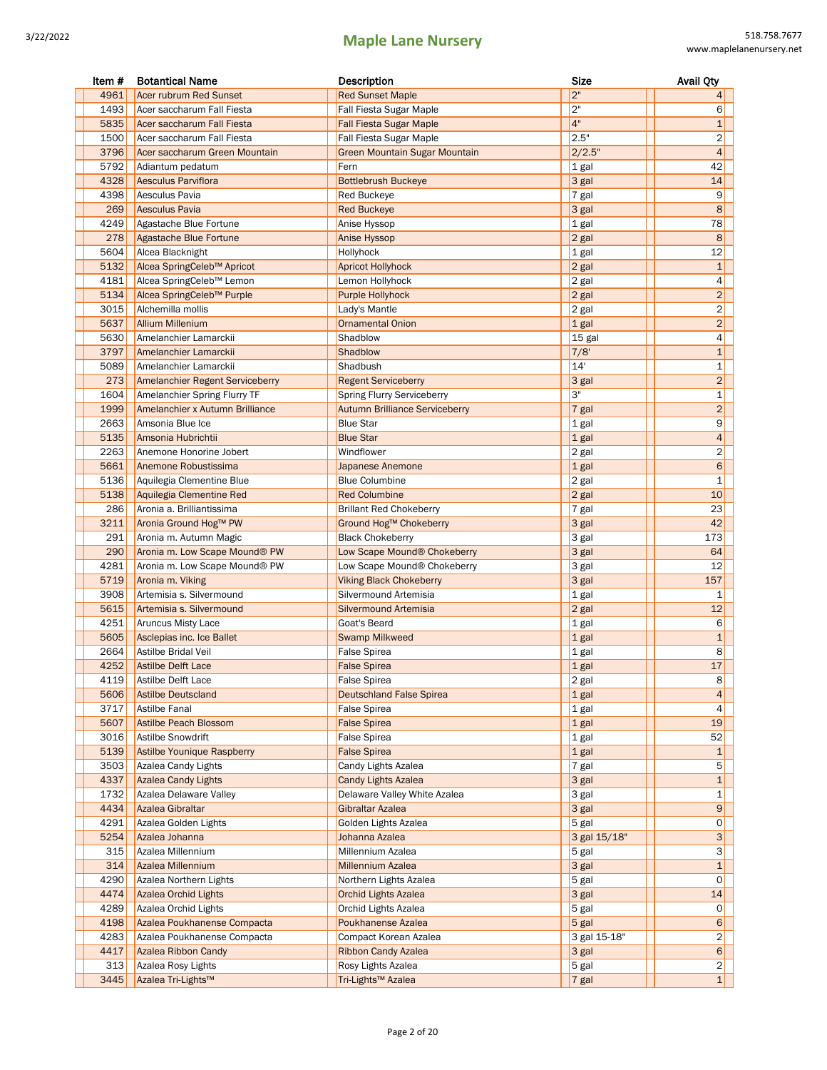| Item # | Botantical Name | Description | Size | Avail Qty |
|---|---|---|---|---|
| 4961 | Acer rubrum Red Sunset | Red Sunset Maple | 2" | 4 |
| 1493 | Acer saccharum Fall Fiesta | Fall Fiesta Sugar Maple | 2" | 6 |
| 5835 | Acer saccharum Fall Fiesta | Fall Fiesta Sugar Maple | 4" | 1 |
| 1500 | Acer saccharum Fall Fiesta | Fall Fiesta Sugar Maple | 2.5" | 2 |
| 3796 | Acer saccharum Green Mountain | Green Mountain Sugar Mountain | 2/2.5" | 4 |
| 5792 | Adiantum pedatum | Fern | 1 gal | 42 |
| 4328 | Aesculus Parviflora | Bottlebrush Buckeye | 3 gal | 14 |
| 4398 | Aesculus Pavia | Red Buckeye | 7 gal | 9 |
| 269 | Aesculus Pavia | Red Buckeye | 3 gal | 8 |
| 4249 | Agastache Blue Fortune | Anise Hyssop | 1 gal | 78 |
| 278 | Agastache Blue Fortune | Anise Hyssop | 2 gal | 8 |
| 5604 | Alcea Blacknight | Hollyhock | 1 gal | 12 |
| 5132 | Alcea SpringCeleb™ Apricot | Apricot Hollyhock | 2 gal | 1 |
| 4181 | Alcea SpringCeleb™ Lemon | Lemon Hollyhock | 2 gal | 4 |
| 5134 | Alcea SpringCeleb™ Purple | Purple Hollyhock | 2 gal | 2 |
| 3015 | Alchemilla mollis | Lady's Mantle | 2 gal | 2 |
| 5637 | Allium Millenium | Ornamental Onion | 1 gal | 2 |
| 5630 | Amelanchier Lamarckii | Shadblow | 15 gal | 4 |
| 3797 | Amelanchier Lamarckii | Shadblow | 7/8' | 1 |
| 5089 | Amelanchier Lamarckii | Shadbush | 14' | 1 |
| 273 | Amelanchier Regent Serviceberry | Regent Serviceberry | 3 gal | 2 |
| 1604 | Amelanchier Spring Flurry TF | Spring Flurry Serviceberry | 3" | 1 |
| 1999 | Amelanchier x Autumn Brilliance | Autumn Brilliance Serviceberry | 7 gal | 2 |
| 2663 | Amsonia Blue Ice | Blue Star | 1 gal | 9 |
| 5135 | Amsonia Hubrichtii | Blue Star | 1 gal | 4 |
| 2263 | Anemone Honorine Jobert | Windflower | 2 gal | 2 |
| 5661 | Anemone Robustissima | Japanese Anemone | 1 gal | 6 |
| 5136 | Aquilegia Clementine Blue | Blue Columbine | 2 gal | 1 |
| 5138 | Aquilegia Clementine Red | Red Columbine | 2 gal | 10 |
| 286 | Aronia a. Brilliantissima | Brillant Red Chokeberry | 7 gal | 23 |
| 3211 | Aronia Ground Hog™ PW | Ground Hog™ Chokeberry | 3 gal | 42 |
| 291 | Aronia m. Autumn Magic | Black Chokeberry | 3 gal | 173 |
| 290 | Aronia m. Low Scape Mound® PW | Low Scape Mound® Chokeberry | 3 gal | 64 |
| 4281 | Aronia m. Low Scape Mound® PW | Low Scape Mound® Chokeberry | 3 gal | 12 |
| 5719 | Aronia m. Viking | Viking Black Chokeberry | 3 gal | 157 |
| 3908 | Artemisia s. Silvermound | Silvermound Artemisia | 1 gal | 1 |
| 5615 | Artemisia s. Silvermound | Silvermound Artemisia | 2 gal | 12 |
| 4251 | Aruncus Misty Lace | Goat's Beard | 1 gal | 6 |
| 5605 | Asclepias inc. Ice Ballet | Swamp Milkweed | 1 gal | 1 |
| 2664 | Astilbe Bridal Veil | False Spirea | 1 gal | 8 |
| 4252 | Astilbe Delft Lace | False Spirea | 1 gal | 17 |
| 4119 | Astilbe Delft Lace | False Spirea | 2 gal | 8 |
| 5606 | Astilbe Deutscland | Deutschland False Spirea | 1 gal | 4 |
| 3717 | Astilbe Fanal | False Spirea | 1 gal | 4 |
| 5607 | Astilbe Peach Blossom | False Spirea | 1 gal | 19 |
| 3016 | Astilbe Snowdrift | False Spirea | 1 gal | 52 |
| 5139 | Astilbe Younique Raspberry | False Spirea | 1 gal | 1 |
| 3503 | Azalea Candy Lights | Candy Lights Azalea | 7 gal | 5 |
| 4337 | Azalea Candy Lights | Candy Lights Azalea | 3 gal | 1 |
| 1732 | Azalea Delaware Valley | Delaware Valley White Azalea | 3 gal | 1 |
| 4434 | Azalea Gibraltar | Gibraltar Azalea | 3 gal | 9 |
| 4291 | Azalea Golden Lights | Golden Lights Azalea | 5 gal | 0 |
| 5254 | Azalea Johanna | Johanna Azalea | 3 gal 15/18" | 3 |
| 315 | Azalea Millennium | Millennium Azalea | 5 gal | 3 |
| 314 | Azalea Millennium | Millennium Azalea | 3 gal | 1 |
| 4290 | Azalea Northern Lights | Northern Lights Azalea | 5 gal | 0 |
| 4474 | Azalea Orchid Lights | Orchid Lights Azalea | 3 gal | 14 |
| 4289 | Azalea Orchid Lights | Orchid Lights Azalea | 5 gal | 0 |
| 4198 | Azalea Poukhanense Compacta | Poukhanense Azalea | 5 gal | 6 |
| 4283 | Azalea Poukhanense Compacta | Compact Korean Azalea | 3 gal 15-18" | 2 |
| 4417 | Azalea Ribbon Candy | Ribbon Candy Azalea | 3 gal | 6 |
| 313 | Azalea Rosy Lights | Rosy Lights Azalea | 5 gal | 2 |
| 3445 | Azalea Tri-Lights™ | Tri-Lights™ Azalea | 7 gal | 1 |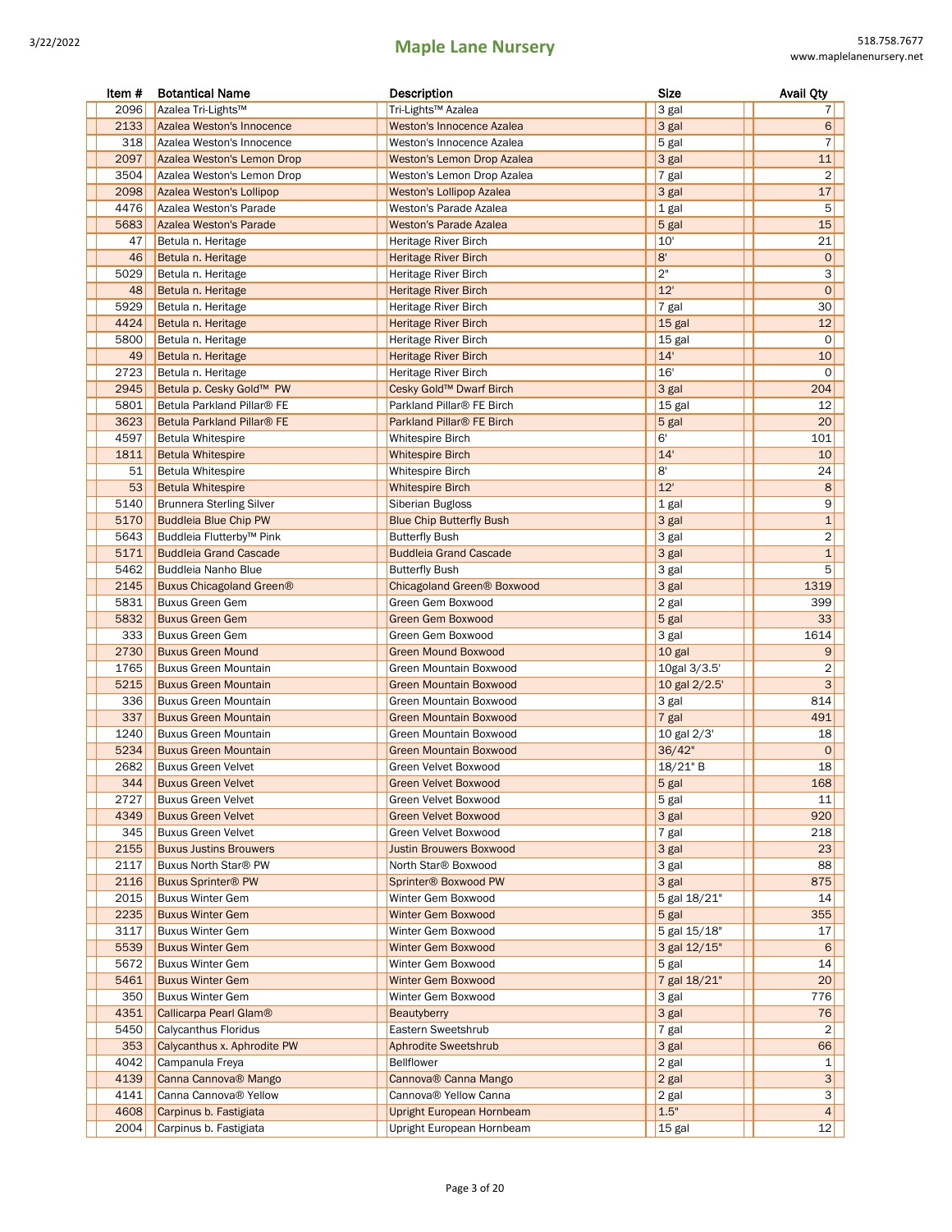| Item # | Botantical Name | Description | Size | Avail Qty |
|---|---|---|---|---|
| 2096 | Azalea Tri-Lights™ | Tri-Lights™ Azalea | 3 gal | 7 |
| 2133 | Azalea Weston's Innocence | Weston's Innocence Azalea | 3 gal | 6 |
| 318 | Azalea Weston's Innocence | Weston's Innocence Azalea | 5 gal | 7 |
| 2097 | Azalea Weston's Lemon Drop | Weston's Lemon Drop Azalea | 3 gal | 11 |
| 3504 | Azalea Weston's Lemon Drop | Weston's Lemon Drop Azalea | 7 gal | 2 |
| 2098 | Azalea Weston's Lollipop | Weston's Lollipop Azalea | 3 gal | 17 |
| 4476 | Azalea Weston's Parade | Weston's Parade Azalea | 1 gal | 5 |
| 5683 | Azalea Weston's Parade | Weston's Parade Azalea | 5 gal | 15 |
| 47 | Betula n. Heritage | Heritage River Birch | 10' | 21 |
| 46 | Betula n. Heritage | Heritage River Birch | 8' | 0 |
| 5029 | Betula n. Heritage | Heritage River Birch | 2" | 3 |
| 48 | Betula n. Heritage | Heritage River Birch | 12' | 0 |
| 5929 | Betula n. Heritage | Heritage River Birch | 7 gal | 30 |
| 4424 | Betula n. Heritage | Heritage River Birch | 15 gal | 12 |
| 5800 | Betula n. Heritage | Heritage River Birch | 15 gal | 0 |
| 49 | Betula n. Heritage | Heritage River Birch | 14' | 10 |
| 2723 | Betula n. Heritage | Heritage River Birch | 16' | 0 |
| 2945 | Betula p. Cesky Gold™ PW | Cesky Gold™ Dwarf Birch | 3 gal | 204 |
| 5801 | Betula Parkland Pillar® FE | Parkland Pillar® FE Birch | 15 gal | 12 |
| 3623 | Betula Parkland Pillar® FE | Parkland Pillar® FE Birch | 5 gal | 20 |
| 4597 | Betula Whitespire | Whitespire Birch | 6' | 101 |
| 1811 | Betula Whitespire | Whitespire Birch | 14' | 10 |
| 51 | Betula Whitespire | Whitespire Birch | 8' | 24 |
| 53 | Betula Whitespire | Whitespire Birch | 12' | 8 |
| 5140 | Brunnera Sterling Silver | Siberian Bugloss | 1 gal | 9 |
| 5170 | Buddleia Blue Chip PW | Blue Chip Butterfly Bush | 3 gal | 1 |
| 5643 | Buddleia Flutterby™ Pink | Butterfly Bush | 3 gal | 2 |
| 5171 | Buddleia Grand Cascade | Buddleia Grand Cascade | 3 gal | 1 |
| 5462 | Buddleia Nanho Blue | Butterfly Bush | 3 gal | 5 |
| 2145 | Buxus Chicagoland Green® | Chicagoland Green® Boxwood | 3 gal | 1319 |
| 5831 | Buxus Green Gem | Green Gem Boxwood | 2 gal | 399 |
| 5832 | Buxus Green Gem | Green Gem Boxwood | 5 gal | 33 |
| 333 | Buxus Green Gem | Green Gem Boxwood | 3 gal | 1614 |
| 2730 | Buxus Green Mound | Green Mound Boxwood | 10 gal | 9 |
| 1765 | Buxus Green Mountain | Green Mountain Boxwood | 10gal 3/3.5' | 2 |
| 5215 | Buxus Green Mountain | Green Mountain Boxwood | 10 gal 2/2.5' | 3 |
| 336 | Buxus Green Mountain | Green Mountain Boxwood | 3 gal | 814 |
| 337 | Buxus Green Mountain | Green Mountain Boxwood | 7 gal | 491 |
| 1240 | Buxus Green Mountain | Green Mountain Boxwood | 10 gal 2/3' | 18 |
| 5234 | Buxus Green Mountain | Green Mountain Boxwood | 36/42" | 0 |
| 2682 | Buxus Green Velvet | Green Velvet Boxwood | 18/21" B | 18 |
| 344 | Buxus Green Velvet | Green Velvet Boxwood | 5 gal | 168 |
| 2727 | Buxus Green Velvet | Green Velvet Boxwood | 5 gal | 11 |
| 4349 | Buxus Green Velvet | Green Velvet Boxwood | 3 gal | 920 |
| 345 | Buxus Green Velvet | Green Velvet Boxwood | 7 gal | 218 |
| 2155 | Buxus Justins Brouwers | Justin Brouwers Boxwood | 3 gal | 23 |
| 2117 | Buxus North Star® PW | North Star® Boxwood | 3 gal | 88 |
| 2116 | Buxus Sprinter® PW | Sprinter® Boxwood PW | 3 gal | 875 |
| 2015 | Buxus Winter Gem | Winter Gem Boxwood | 5 gal 18/21" | 14 |
| 2235 | Buxus Winter Gem | Winter Gem Boxwood | 5 gal | 355 |
| 3117 | Buxus Winter Gem | Winter Gem Boxwood | 5 gal 15/18" | 17 |
| 5539 | Buxus Winter Gem | Winter Gem Boxwood | 3 gal 12/15" | 6 |
| 5672 | Buxus Winter Gem | Winter Gem Boxwood | 5 gal | 14 |
| 5461 | Buxus Winter Gem | Winter Gem Boxwood | 7 gal 18/21" | 20 |
| 350 | Buxus Winter Gem | Winter Gem Boxwood | 3 gal | 776 |
| 4351 | Callicarpa Pearl Glam® | Beautyberry | 3 gal | 76 |
| 5450 | Calycanthus Floridus | Eastern Sweetshrub | 7 gal | 2 |
| 353 | Calycanthus x. Aphrodite PW | Aphrodite Sweetshrub | 3 gal | 66 |
| 4042 | Campanula Freya | Bellflower | 2 gal | 1 |
| 4139 | Canna Cannova® Mango | Cannova® Canna Mango | 2 gal | 3 |
| 4141 | Canna Cannova® Yellow | Cannova® Yellow Canna | 2 gal | 3 |
| 4608 | Carpinus b. Fastigiata | Upright European Hornbeam | 1.5" | 4 |
| 2004 | Carpinus b. Fastigiata | Upright European Hornbeam | 15 gal | 12 |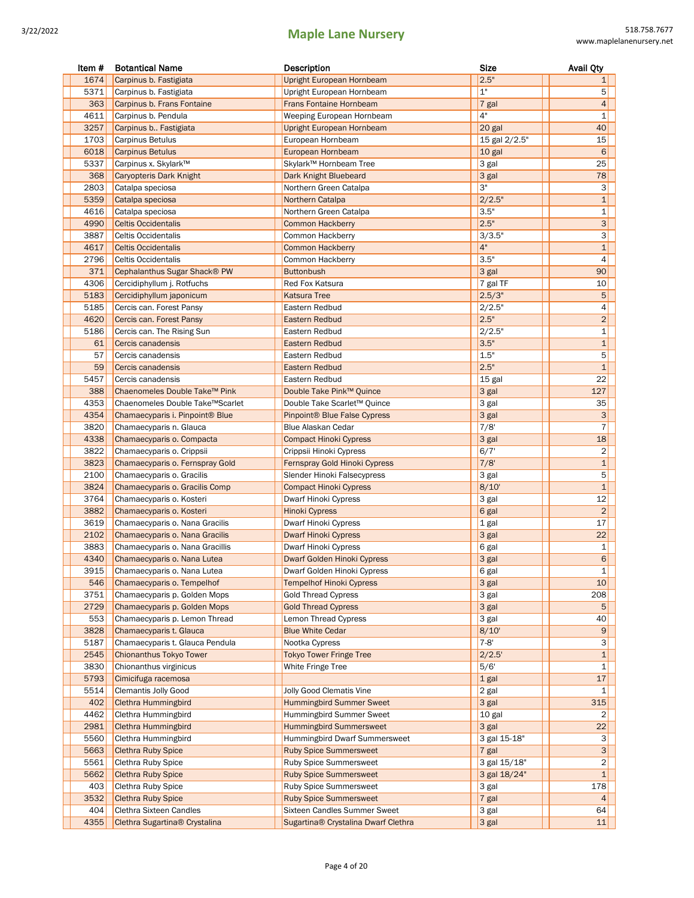| Item # | Botantical Name | Description | Size | Avail Qty |
|---|---|---|---|---|
| 1674 | Carpinus b. Fastigiata | Upright European Hornbeam | 2.5" | 1 |
| 5371 | Carpinus b. Fastigiata | Upright European Hornbeam | 1" | 5 |
| 363 | Carpinus b. Frans Fontaine | Frans Fontaine Hornbeam | 7 gal | 4 |
| 4611 | Carpinus b. Pendula | Weeping European Hornbeam | 4" | 1 |
| 3257 | Carpinus b.. Fastigiata | Upright European Hornbeam | 20 gal | 40 |
| 1703 | Carpinus Betulus | European Hornbeam | 15 gal 2/2.5" | 15 |
| 6018 | Carpinus Betulus | European Hornbeam | 10 gal | 6 |
| 5337 | Carpinus x. Skylark™ | Skylark™ Hornbeam Tree | 3 gal | 25 |
| 368 | Caryopteris Dark Knight | Dark Knight Bluebeard | 3 gal | 78 |
| 2803 | Catalpa speciosa | Northern Green Catalpa | 3" | 3 |
| 5359 | Catalpa speciosa | Northern Catalpa | 2/2.5" | 1 |
| 4616 | Catalpa speciosa | Northern Green Catalpa | 3.5" | 1 |
| 4990 | Celtis Occidentalis | Common Hackberry | 2.5" | 3 |
| 3887 | Celtis Occidentalis | Common Hackberry | 3/3.5" | 3 |
| 4617 | Celtis Occidentalis | Common Hackberry | 4" | 1 |
| 2796 | Celtis Occidentalis | Common Hackberry | 3.5" | 4 |
| 371 | Cephalanthus Sugar Shack® PW | Buttonbush | 3 gal | 90 |
| 4306 | Cercidiphyllum j. Rotfuchs | Red Fox Katsura | 7 gal TF | 10 |
| 5183 | Cercidiphyllum japonicum | Katsura Tree | 2.5/3" | 5 |
| 5185 | Cercis can. Forest Pansy | Eastern Redbud | 2/2.5" | 4 |
| 4620 | Cercis can. Forest Pansy | Eastern Redbud | 2.5" | 2 |
| 5186 | Cercis can. The Rising Sun | Eastern Redbud | 2/2.5" | 1 |
| 61 | Cercis canadensis | Eastern Redbud | 3.5" | 1 |
| 57 | Cercis canadensis | Eastern Redbud | 1.5" | 5 |
| 59 | Cercis canadensis | Eastern Redbud | 2.5" | 1 |
| 5457 | Cercis canadensis | Eastern Redbud | 15 gal | 22 |
| 388 | Chaenomeles Double Take™ Pink | Double Take Pink™ Quince | 3 gal | 127 |
| 4353 | Chaenomeles Double Take™Scarlet | Double Take Scarlet™ Quince | 3 gal | 35 |
| 4354 | Chamaecyparis i. Pinpoint® Blue | Pinpoint® Blue False Cypress | 3 gal | 3 |
| 3820 | Chamaecyparis n. Glauca | Blue Alaskan Cedar | 7/8' | 7 |
| 4338 | Chamaecyparis o. Compacta | Compact Hinoki Cypress | 3 gal | 18 |
| 3822 | Chamaecyparis o. Crippsii | Crippsii Hinoki Cypress | 6/7' | 2 |
| 3823 | Chamaecyparis o. Fernspray Gold | Fernspray Gold Hinoki Cypress | 7/8' | 1 |
| 2100 | Chamaecyparis o. Gracilis | Slender Hinoki Falsecypress | 3 gal | 5 |
| 3824 | Chamaecyparis o. Gracilis Comp | Compact Hinoki Cypress | 8/10' | 1 |
| 3764 | Chamaecyparis o. Kosteri | Dwarf Hinoki Cypress | 3 gal | 12 |
| 3882 | Chamaecyparis o. Kosteri | Hinoki Cypress | 6 gal | 2 |
| 3619 | Chamaecyparis o. Nana Gracilis | Dwarf Hinoki Cypress | 1 gal | 17 |
| 2102 | Chamaecyparis o. Nana Gracilis | Dwarf Hinoki Cypress | 3 gal | 22 |
| 3883 | Chamaecyparis o. Nana Gracillis | Dwarf Hinoki Cypress | 6 gal | 1 |
| 4340 | Chamaecyparis o. Nana Lutea | Dwarf Golden Hinoki Cypress | 3 gal | 6 |
| 3915 | Chamaecyparis o. Nana Lutea | Dwarf Golden Hinoki Cypress | 6 gal | 1 |
| 546 | Chamaecyparis o. Tempelhof | Tempelhof Hinoki Cypress | 3 gal | 10 |
| 3751 | Chamaecyparis p. Golden Mops | Gold Thread Cypress | 3 gal | 208 |
| 2729 | Chamaecyparis p. Golden Mops | Gold Thread Cypress | 3 gal | 5 |
| 553 | Chamaecyparis p. Lemon Thread | Lemon Thread Cypress | 3 gal | 40 |
| 3828 | Chamaecyparis t. Glauca | Blue White Cedar | 8/10' | 9 |
| 5187 | Chamaecyparis t. Glauca Pendula | Nootka Cypress | 7-8' | 3 |
| 2545 | Chionanthus Tokyo Tower | Tokyo Tower Fringe Tree | 2/2.5' | 1 |
| 3830 | Chionanthus virginicus | White Fringe Tree | 5/6' | 1 |
| 5793 | Cimicifuga racemosa | | 1 gal | 17 |
| 5514 | Clemantis Jolly Good | Jolly Good Clematis Vine | 2 gal | 1 |
| 402 | Clethra Hummingbird | Hummingbird Summer Sweet | 3 gal | 315 |
| 4462 | Clethra Hummingbird | Hummingbird Summer Sweet | 10 gal | 2 |
| 2981 | Clethra Hummingbird | Hummingbird Summersweet | 3 gal | 22 |
| 5560 | Clethra Hummingbird | Hummingbird Dwarf Summersweet | 3 gal 15-18" | 3 |
| 5663 | Clethra Ruby Spice | Ruby Spice Summersweet | 7 gal | 3 |
| 5561 | Clethra Ruby Spice | Ruby Spice Summersweet | 3 gal 15/18" | 2 |
| 5662 | Clethra Ruby Spice | Ruby Spice Summersweet | 3 gal 18/24" | 1 |
| 403 | Clethra Ruby Spice | Ruby Spice Summersweet | 3 gal | 178 |
| 3532 | Clethra Ruby Spice | Ruby Spice Summersweet | 7 gal | 4 |
| 404 | Clethra Sixteen Candles | Sixteen Candles Summer Sweet | 3 gal | 64 |
| 4355 | Clethra Sugartina® Crystalina | Sugartina® Crystalina Dwarf Clethra | 3 gal | 11 |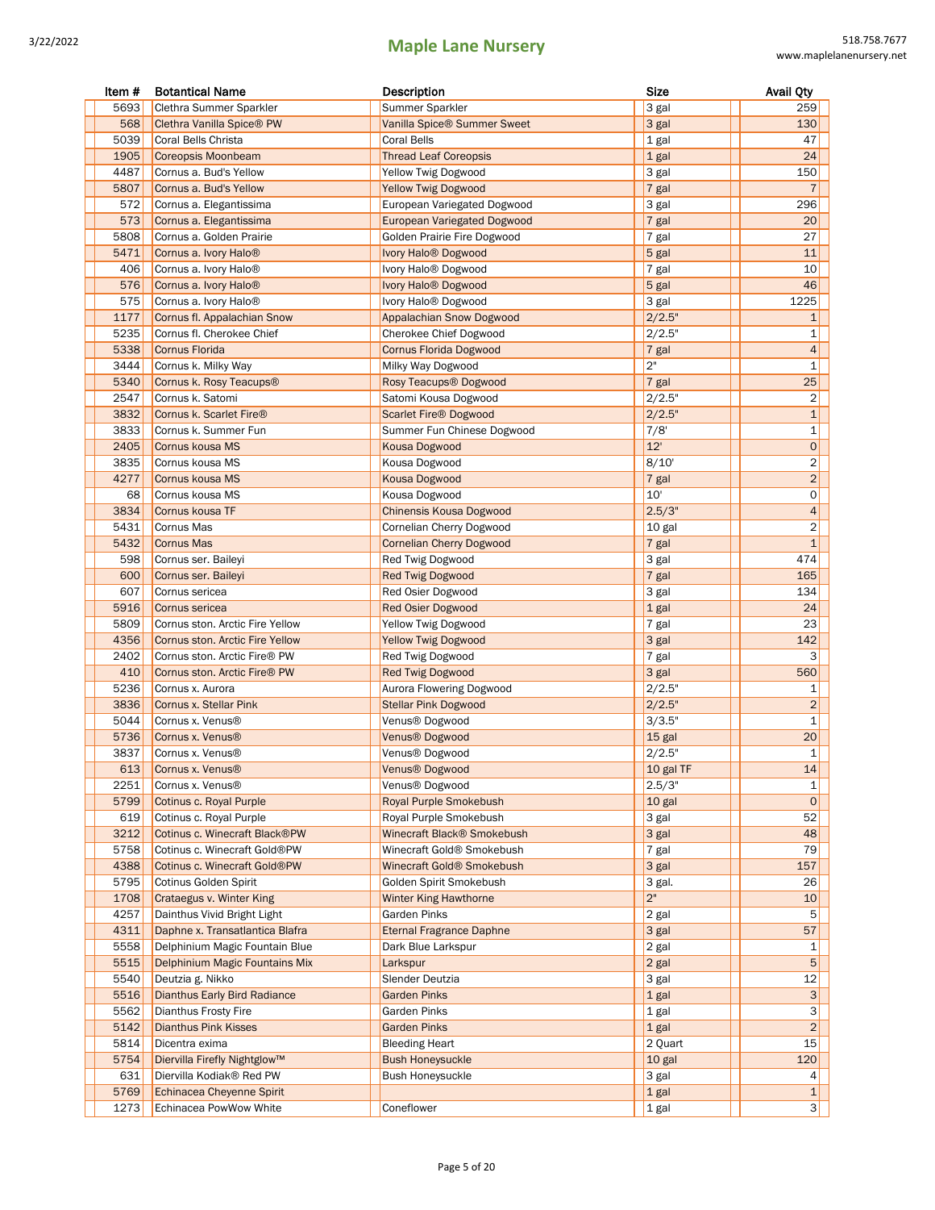| Item # | Botantical Name | Description | Size | Avail Qty |
|---|---|---|---|---|
| 5693 | Clethra Summer Sparkler | Summer Sparkler | 3 gal | 259 |
| 568 | Clethra Vanilla Spice® PW | Vanilla Spice® Summer Sweet | 3 gal | 130 |
| 5039 | Coral Bells Christa | Coral Bells | 1 gal | 47 |
| 1905 | Coreopsis Moonbeam | Thread Leaf Coreopsis | 1 gal | 24 |
| 4487 | Cornus a. Bud's Yellow | Yellow Twig Dogwood | 3 gal | 150 |
| 5807 | Cornus a. Bud's Yellow | Yellow Twig Dogwood | 7 gal | 7 |
| 572 | Cornus a. Elegantissima | European Variegated Dogwood | 3 gal | 296 |
| 573 | Cornus a. Elegantissima | European Variegated Dogwood | 7 gal | 20 |
| 5808 | Cornus a. Golden Prairie | Golden Prairie Fire Dogwood | 7 gal | 27 |
| 5471 | Cornus a. Ivory Halo® | Ivory Halo® Dogwood | 5 gal | 11 |
| 406 | Cornus a. Ivory Halo® | Ivory Halo® Dogwood | 7 gal | 10 |
| 576 | Cornus a. Ivory Halo® | Ivory Halo® Dogwood | 5 gal | 46 |
| 575 | Cornus a. Ivory Halo® | Ivory Halo® Dogwood | 3 gal | 1225 |
| 1177 | Cornus fl. Appalachian Snow | Appalachian Snow Dogwood | 2/2.5" | 1 |
| 5235 | Cornus fl. Cherokee Chief | Cherokee Chief Dogwood | 2/2.5" | 1 |
| 5338 | Cornus Florida | Cornus Florida Dogwood | 7 gal | 4 |
| 3444 | Cornus k. Milky Way | Milky Way Dogwood | 2" | 1 |
| 5340 | Cornus k. Rosy Teacups® | Rosy Teacups® Dogwood | 7 gal | 25 |
| 2547 | Cornus k. Satomi | Satomi Kousa Dogwood | 2/2.5" | 2 |
| 3832 | Cornus k. Scarlet Fire® | Scarlet Fire® Dogwood | 2/2.5" | 1 |
| 3833 | Cornus k. Summer Fun | Summer Fun Chinese Dogwood | 7/8' | 1 |
| 2405 | Cornus kousa MS | Kousa Dogwood | 12' | 0 |
| 3835 | Cornus kousa MS | Kousa Dogwood | 8/10' | 2 |
| 4277 | Cornus kousa MS | Kousa Dogwood | 7 gal | 2 |
| 68 | Cornus kousa MS | Kousa Dogwood | 10' | 0 |
| 3834 | Cornus kousa TF | Chinensis Kousa Dogwood | 2.5/3" | 4 |
| 5431 | Cornus Mas | Cornelian Cherry Dogwood | 10 gal | 2 |
| 5432 | Cornus Mas | Cornelian Cherry Dogwood | 7 gal | 1 |
| 598 | Cornus ser. Baileyi | Red Twig Dogwood | 3 gal | 474 |
| 600 | Cornus ser. Baileyi | Red Twig Dogwood | 7 gal | 165 |
| 607 | Cornus sericea | Red Osier Dogwood | 3 gal | 134 |
| 5916 | Cornus sericea | Red Osier Dogwood | 1 gal | 24 |
| 5809 | Cornus ston. Arctic Fire Yellow | Yellow Twig Dogwood | 7 gal | 23 |
| 4356 | Cornus ston. Arctic Fire Yellow | Yellow Twig Dogwood | 3 gal | 142 |
| 2402 | Cornus ston. Arctic Fire® PW | Red Twig Dogwood | 7 gal | 3 |
| 410 | Cornus ston. Arctic Fire® PW | Red Twig Dogwood | 3 gal | 560 |
| 5236 | Cornus x. Aurora | Aurora Flowering Dogwood | 2/2.5" | 1 |
| 3836 | Cornus x. Stellar Pink | Stellar Pink Dogwood | 2/2.5" | 2 |
| 5044 | Cornus x. Venus® | Venus® Dogwood | 3/3.5" | 1 |
| 5736 | Cornus x. Venus® | Venus® Dogwood | 15 gal | 20 |
| 3837 | Cornus x. Venus® | Venus® Dogwood | 2/2.5" | 1 |
| 613 | Cornus x. Venus® | Venus® Dogwood | 10 gal TF | 14 |
| 2251 | Cornus x. Venus® | Venus® Dogwood | 2.5/3" | 1 |
| 5799 | Cotinus c. Royal Purple | Royal Purple Smokebush | 10 gal | 0 |
| 619 | Cotinus c. Royal Purple | Royal Purple Smokebush | 3 gal | 52 |
| 3212 | Cotinus c. Winecraft Black®PW | Winecraft Black® Smokebush | 3 gal | 48 |
| 5758 | Cotinus c. Winecraft Gold®PW | Winecraft Gold® Smokebush | 7 gal | 79 |
| 4388 | Cotinus c. Winecraft Gold®PW | Winecraft Gold® Smokebush | 3 gal | 157 |
| 5795 | Cotinus Golden Spirit | Golden Spirit Smokebush | 3 gal. | 26 |
| 1708 | Crataegus v. Winter King | Winter King Hawthorne | 2" | 10 |
| 4257 | Dainthus Vivid Bright Light | Garden Pinks | 2 gal | 5 |
| 4311 | Daphne x. Transatlantica Blafra | Eternal Fragrance Daphne | 3 gal | 57 |
| 5558 | Delphinium Magic Fountain Blue | Dark Blue Larkspur | 2 gal | 1 |
| 5515 | Delphinium Magic Fountains Mix | Larkspur | 2 gal | 5 |
| 5540 | Deutzia g. Nikko | Slender Deutzia | 3 gal | 12 |
| 5516 | Dianthus Early Bird Radiance | Garden Pinks | 1 gal | 3 |
| 5562 | Dianthus Frosty Fire | Garden Pinks | 1 gal | 3 |
| 5142 | Dianthus Pink Kisses | Garden Pinks | 1 gal | 2 |
| 5814 | Dicentra exima | Bleeding Heart | 2 Quart | 15 |
| 5754 | Diervilla Firefly Nightglow™ | Bush Honeysuckle | 10 gal | 120 |
| 631 | Diervilla Kodiak® Red PW | Bush Honeysuckle | 3 gal | 4 |
| 5769 | Echinacea Cheyenne Spirit | | 1 gal | 1 |
| 1273 | Echinacea PowWow White | Coneflower | 1 gal | 3 |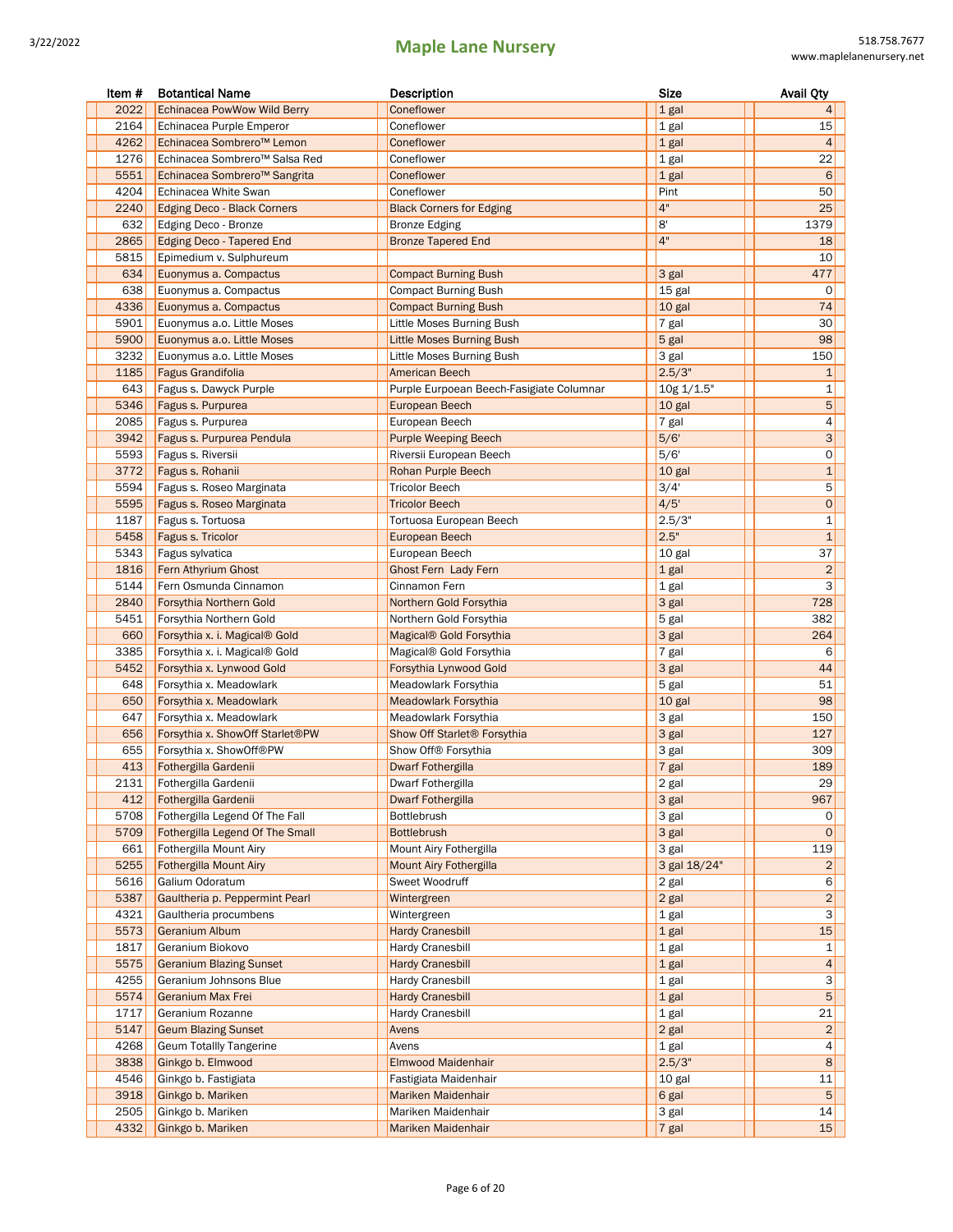| Item # | Botantical Name | Description | Size | Avail Qty |
|---|---|---|---|---|
| 2022 | Echinacea PowWow Wild Berry | Coneflower | 1 gal | 4 |
| 2164 | Echinacea Purple Emperor | Coneflower | 1 gal | 15 |
| 4262 | Echinacea Sombrero™ Lemon | Coneflower | 1 gal | 4 |
| 1276 | Echinacea Sombrero™ Salsa Red | Coneflower | 1 gal | 22 |
| 5551 | Echinacea Sombrero™ Sangrita | Coneflower | 1 gal | 6 |
| 4204 | Echinacea White Swan | Coneflower | Pint | 50 |
| 2240 | Edging Deco - Black Corners | Black Corners for Edging | 4" | 25 |
| 632 | Edging Deco - Bronze | Bronze Edging | 8' | 1379 |
| 2865 | Edging Deco - Tapered End | Bronze Tapered End | 4" | 18 |
| 5815 | Epimedium v. Sulphureum | | | 10 |
| 634 | Euonymus a. Compactus | Compact Burning Bush | 3 gal | 477 |
| 638 | Euonymus a. Compactus | Compact Burning Bush | 15 gal | 0 |
| 4336 | Euonymus a. Compactus | Compact Burning Bush | 10 gal | 74 |
| 5901 | Euonymus a.o. Little Moses | Little Moses Burning Bush | 7 gal | 30 |
| 5900 | Euonymus a.o. Little Moses | Little Moses Burning Bush | 5 gal | 98 |
| 3232 | Euonymus a.o. Little Moses | Little Moses Burning Bush | 3 gal | 150 |
| 1185 | Fagus Grandifolia | American Beech | 2.5/3" | 1 |
| 643 | Fagus s. Dawyck Purple | Purple Eurpoean Beech-Fasigiate Columnar | 10g 1/1.5" | 1 |
| 5346 | Fagus s. Purpurea | European Beech | 10 gal | 5 |
| 2085 | Fagus s. Purpurea | European Beech | 7 gal | 4 |
| 3942 | Fagus s. Purpurea Pendula | Purple Weeping Beech | 5/6' | 3 |
| 5593 | Fagus s. Riversii | Riversii European Beech | 5/6' | 0 |
| 3772 | Fagus s. Rohanii | Rohan Purple Beech | 10 gal | 1 |
| 5594 | Fagus s. Roseo Marginata | Tricolor Beech | 3/4' | 5 |
| 5595 | Fagus s. Roseo Marginata | Tricolor Beech | 4/5' | 0 |
| 1187 | Fagus s. Tortuosa | Tortuosa European Beech | 2.5/3" | 1 |
| 5458 | Fagus s. Tricolor | European Beech | 2.5" | 1 |
| 5343 | Fagus sylvatica | European Beech | 10 gal | 37 |
| 1816 | Fern Athyrium Ghost | Ghost Fern Lady Fern | 1 gal | 2 |
| 5144 | Fern Osmunda Cinnamon | Cinnamon Fern | 1 gal | 3 |
| 2840 | Forsythia Northern Gold | Northern Gold Forsythia | 3 gal | 728 |
| 5451 | Forsythia Northern Gold | Northern Gold Forsythia | 5 gal | 382 |
| 660 | Forsythia x. i. Magical® Gold | Magical® Gold Forsythia | 3 gal | 264 |
| 3385 | Forsythia x. i. Magical® Gold | Magical® Gold Forsythia | 7 gal | 6 |
| 5452 | Forsythia x. Lynwood Gold | Forsythia Lynwood Gold | 3 gal | 44 |
| 648 | Forsythia x. Meadowlark | Meadowlark Forsythia | 5 gal | 51 |
| 650 | Forsythia x. Meadowlark | Meadowlark Forsythia | 10 gal | 98 |
| 647 | Forsythia x. Meadowlark | Meadowlark Forsythia | 3 gal | 150 |
| 656 | Forsythia x. ShowOff Starlet®PW | Show Off Starlet® Forsythia | 3 gal | 127 |
| 655 | Forsythia x. ShowOff®PW | Show Off® Forsythia | 3 gal | 309 |
| 413 | Fothergilla Gardenii | Dwarf Fothergilla | 7 gal | 189 |
| 2131 | Fothergilla Gardenii | Dwarf Fothergilla | 2 gal | 29 |
| 412 | Fothergilla Gardenii | Dwarf Fothergilla | 3 gal | 967 |
| 5708 | Fothergilla Legend Of The Fall | Bottlebrush | 3 gal | 0 |
| 5709 | Fothergilla Legend Of The Small | Bottlebrush | 3 gal | 0 |
| 661 | Fothergilla Mount Airy | Mount Airy Fothergilla | 3 gal | 119 |
| 5255 | Fothergilla Mount Airy | Mount Airy Fothergilla | 3 gal 18/24" | 2 |
| 5616 | Galium Odoratum | Sweet Woodruff | 2 gal | 6 |
| 5387 | Gaultheria p. Peppermint Pearl | Wintergreen | 2 gal | 2 |
| 4321 | Gaultheria procumbens | Wintergreen | 1 gal | 3 |
| 5573 | Geranium Album | Hardy Cranesbill | 1 gal | 15 |
| 1817 | Geranium Biokovo | Hardy Cranesbill | 1 gal | 1 |
| 5575 | Geranium Blazing Sunset | Hardy Cranesbill | 1 gal | 4 |
| 4255 | Geranium Johnsons Blue | Hardy Cranesbill | 1 gal | 3 |
| 5574 | Geranium Max Frei | Hardy Cranesbill | 1 gal | 5 |
| 1717 | Geranium Rozanne | Hardy Cranesbill | 1 gal | 21 |
| 5147 | Geum Blazing Sunset | Avens | 2 gal | 2 |
| 4268 | Geum Totallly Tangerine | Avens | 1 gal | 4 |
| 3838 | Ginkgo b. Elmwood | Elmwood Maidenhair | 2.5/3" | 8 |
| 4546 | Ginkgo b. Fastigiata | Fastigiata Maidenhair | 10 gal | 11 |
| 3918 | Ginkgo b. Mariken | Mariken Maidenhair | 6 gal | 5 |
| 2505 | Ginkgo b. Mariken | Mariken Maidenhair | 3 gal | 14 |
| 4332 | Ginkgo b. Mariken | Mariken Maidenhair | 7 gal | 15 |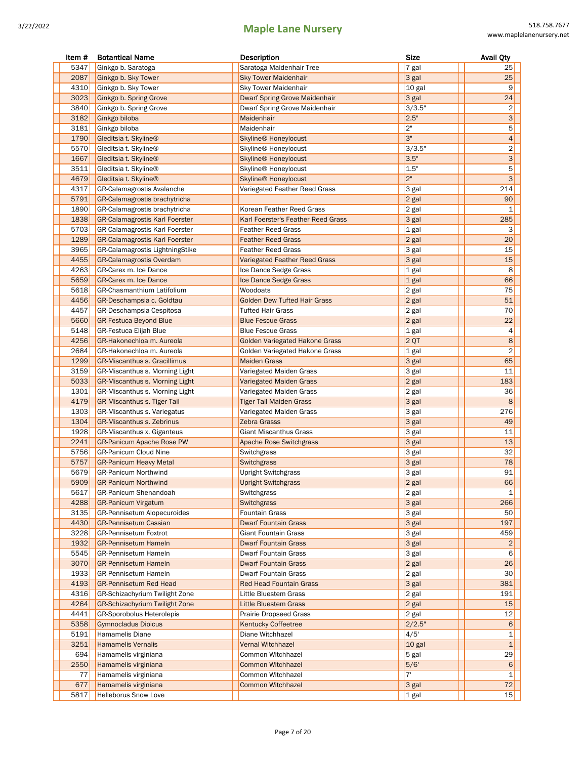| Item # | Botantical Name | Description | Size | Avail Qty |
|---|---|---|---|---|
| 5347 | Ginkgo b. Saratoga | Saratoga Maidenhair Tree | 7 gal | 25 |
| 2087 | Ginkgo b. Sky Tower | Sky Tower Maidenhair | 3 gal | 25 |
| 4310 | Ginkgo b. Sky Tower | Sky Tower Maidenhair | 10 gal | 9 |
| 3023 | Ginkgo b. Spring Grove | Dwarf Spring Grove Maidenhair | 3 gal | 24 |
| 3840 | Ginkgo b. Spring Grove | Dwarf Spring Grove Maidenhair | 3/3.5" | 2 |
| 3182 | Ginkgo biloba | Maidenhair | 2.5" | 3 |
| 3181 | Ginkgo biloba | Maidenhair | 2" | 5 |
| 1790 | Gleditsia t. Skyline® | Skyline® Honeylocust | 3" | 4 |
| 5570 | Gleditsia t. Skyline® | Skyline® Honeylocust | 3/3.5" | 2 |
| 1667 | Gleditsia t. Skyline® | Skyline® Honeylocust | 3.5" | 3 |
| 3511 | Gleditsia t. Skyline® | Skyline® Honeylocust | 1.5" | 5 |
| 4679 | Gleditsia t. Skyline® | Skyline® Honeylocust | 2" | 3 |
| 4317 | GR-Calamagrostis Avalanche | Variegated Feather Reed Grass | 3 gal | 214 |
| 5791 | GR-Calamagrostis brachytricha | | 2 gal | 90 |
| 1890 | GR-Calamagrostis brachytricha | Korean Feather Reed Grass | 2 gal | 1 |
| 1838 | GR-Calamagrostis Karl Foerster | Karl Foerster's Feather Reed Grass | 3 gal | 285 |
| 5703 | GR-Calamagrostis Karl Foerster | Feather Reed Grass | 1 gal | 3 |
| 1289 | GR-Calamagrostis Karl Foerster | Feather Reed Grass | 2 gal | 20 |
| 3965 | GR-Calamagrostis LightningStike | Feather Reed Grass | 3 gal | 15 |
| 4455 | GR-Calamagrostis Overdam | Variegated Feather Reed Grass | 3 gal | 15 |
| 4263 | GR-Carex m. Ice Dance | Ice Dance Sedge Grass | 1 gal | 8 |
| 5659 | GR-Carex m. Ice Dance | Ice Dance Sedge Grass | 1 gal | 66 |
| 5618 | GR-Chasmanthium Latifolium | Woodoats | 2 gal | 75 |
| 4456 | GR-Deschampsia c. Goldtau | Golden Dew Tufted Hair Grass | 2 gal | 51 |
| 4457 | GR-Deschampsia Cespitosa | Tufted Hair Grass | 2 gal | 70 |
| 5660 | GR-Festuca Beyond Blue | Blue Fescue Grass | 2 gal | 22 |
| 5148 | GR-Festuca Elijah Blue | Blue Fescue Grass | 1 gal | 4 |
| 4256 | GR-Hakonechloa m. Aureola | Golden Variegated Hakone Grass | 2 QT | 8 |
| 2684 | GR-Hakonechloa m. Aureola | Golden Variegated Hakone Grass | 1 gal | 2 |
| 1299 | GR-Miscanthus s. Gracillimus | Maiden Grass | 3 gal | 65 |
| 3159 | GR-Miscanthus s. Morning Light | Variegated Maiden Grass | 3 gal | 11 |
| 5033 | GR-Miscanthus s. Morning Light | Variegated Maiden Grass | 2 gal | 183 |
| 1301 | GR-Miscanthus s. Morning Light | Variegated Maiden Grass | 2 gal | 36 |
| 4179 | GR-Miscanthus s. Tiger Tail | Tiger Tail Maiden Grass | 3 gal | 8 |
| 1303 | GR-Miscanthus s. Variegatus | Variegated Maiden Grass | 3 gal | 276 |
| 1304 | GR-Miscanthus s. Zebrinus | Zebra Grasss | 3 gal | 49 |
| 1928 | GR-Miscanthus x. Giganteus | Giant Miscanthus Grass | 3 gal | 11 |
| 2241 | GR-Panicum Apache Rose PW | Apache Rose Switchgrass | 3 gal | 13 |
| 5756 | GR-Panicum Cloud Nine | Switchgrass | 3 gal | 32 |
| 5757 | GR-Panicum Heavy Metal | Switchgrass | 3 gal | 78 |
| 5679 | GR-Panicum Northwind | Upright Switchgrass | 3 gal | 91 |
| 5909 | GR-Panicum Northwind | Upright Switchgrass | 2 gal | 66 |
| 5617 | GR-Panicum Shenandoah | Switchgrass | 2 gal | 1 |
| 4288 | GR-Panicum Virgatum | Switchgrass | 3 gal | 266 |
| 3135 | GR-Pennisetum Alopecuroides | Fountain Grass | 3 gal | 50 |
| 4430 | GR-Pennisetum Cassian | Dwarf Fountain Grass | 3 gal | 197 |
| 3228 | GR-Pennisetum Foxtrot | Giant Fountain Grass | 3 gal | 459 |
| 1932 | GR-Pennisetum Hameln | Dwarf Fountain Grass | 3 gal | 2 |
| 5545 | GR-Pennisetum Hameln | Dwarf Fountain Grass | 3 gal | 6 |
| 3070 | GR-Pennisetum Hameln | Dwarf Fountain Grass | 2 gal | 26 |
| 1933 | GR-Pennisetum Hameln | Dwarf Fountain Grass | 2 gal | 30 |
| 4193 | GR-Pennisetum Red Head | Red Head Fountain Grass | 3 gal | 381 |
| 4316 | GR-Schizachyrium Twilight Zone | Little Bluestem Grass | 2 gal | 191 |
| 4264 | GR-Schizachyrium Twilight Zone | Little Bluestem Grass | 2 gal | 15 |
| 4441 | GR-Sporobolus Heterolepis | Prairie Dropseed Grass | 2 gal | 12 |
| 5358 | Gymnocladus Dioicus | Kentucky Coffeetree | 2/2.5" | 6 |
| 5191 | Hamamelis Diane | Diane Witchhazel | 4/5' | 1 |
| 3251 | Hamamelis Vernalis | Vernal Witchhazel | 10 gal | 1 |
| 694 | Hamamelis virginiana | Common Witchhazel | 5 gal | 29 |
| 2550 | Hamamelis virginiana | Common Witchhazel | 5/6' | 6 |
| 77 | Hamamelis virginiana | Common Witchhazel | 7' | 1 |
| 677 | Hamamelis virginiana | Common Witchhazel | 3 gal | 72 |
| 5817 | Helleborus Snow Love | | 1 gal | 15 |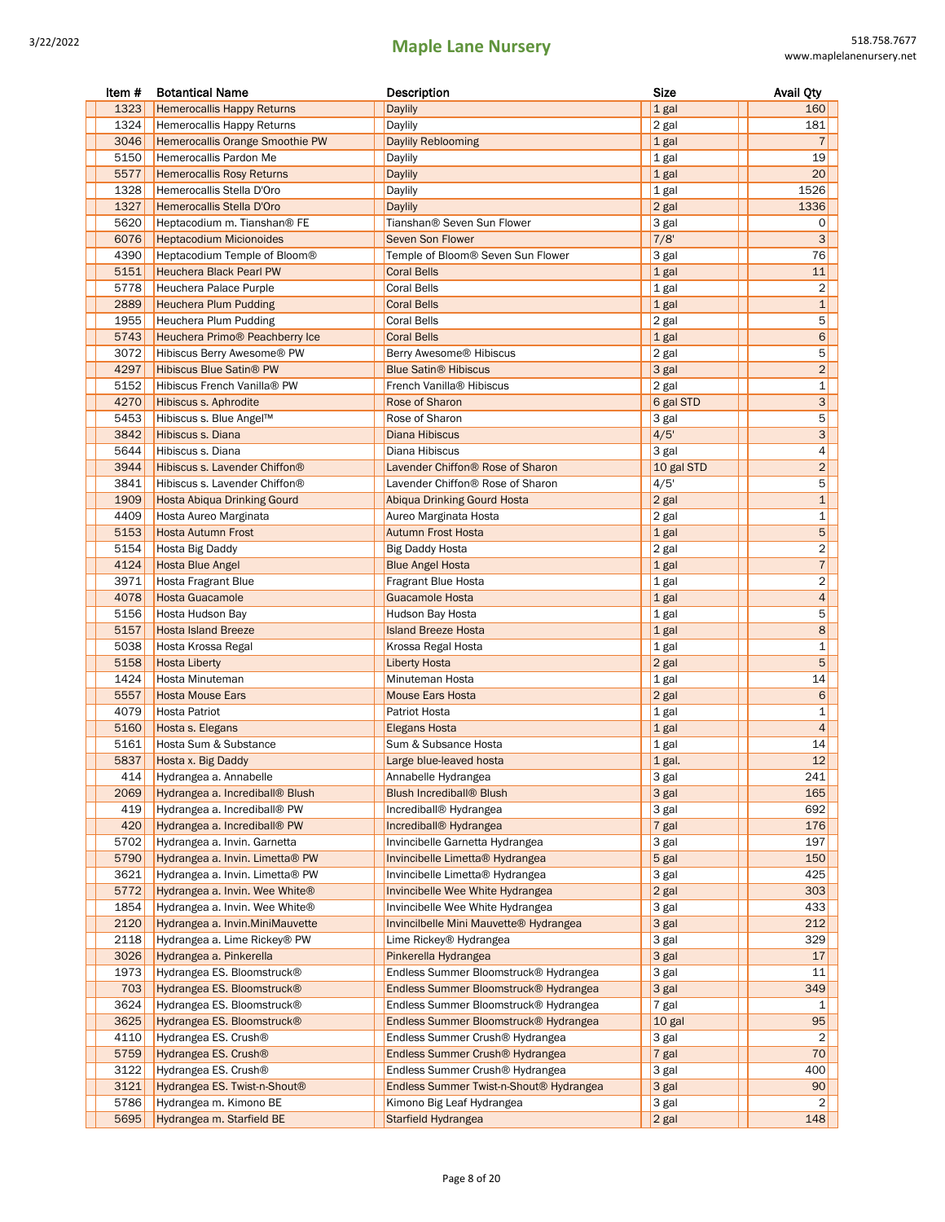| Item # | Botantical Name | Description | Size | Avail Qty |
|---|---|---|---|---|
| 1323 | Hemerocallis Happy Returns | Daylily | 1 gal | 160 |
| 1324 | Hemerocallis Happy Returns | Daylily | 2 gal | 181 |
| 3046 | Hemerocallis Orange Smoothie PW | Daylily Reblooming | 1 gal | 7 |
| 5150 | Hemerocallis Pardon Me | Daylily | 1 gal | 19 |
| 5577 | Hemerocallis Rosy Returns | Daylily | 1 gal | 20 |
| 1328 | Hemerocallis Stella D'Oro | Daylily | 1 gal | 1526 |
| 1327 | Hemerocallis Stella D'Oro | Daylily | 2 gal | 1336 |
| 5620 | Heptacodium m. Tianshan® FE | Tianshan® Seven Sun Flower | 3 gal | 0 |
| 6076 | Heptacodium Micionoides | Seven Son Flower | 7/8' | 3 |
| 4390 | Heptacodium Temple of Bloom® | Temple of Bloom® Seven Sun Flower | 3 gal | 76 |
| 5151 | Heuchera Black Pearl PW | Coral Bells | 1 gal | 11 |
| 5778 | Heuchera Palace Purple | Coral Bells | 1 gal | 2 |
| 2889 | Heuchera Plum Pudding | Coral Bells | 1 gal | 1 |
| 1955 | Heuchera Plum Pudding | Coral Bells | 2 gal | 5 |
| 5743 | Heuchera Primo® Peachberry Ice | Coral Bells | 1 gal | 6 |
| 3072 | Hibiscus Berry Awesome® PW | Berry Awesome® Hibiscus | 2 gal | 5 |
| 4297 | Hibiscus Blue Satin® PW | Blue Satin® Hibiscus | 3 gal | 2 |
| 5152 | Hibiscus French Vanilla® PW | French Vanilla® Hibiscus | 2 gal | 1 |
| 4270 | Hibiscus s. Aphrodite | Rose of Sharon | 6 gal STD | 3 |
| 5453 | Hibiscus s. Blue Angel™ | Rose of Sharon | 3 gal | 5 |
| 3842 | Hibiscus s. Diana | Diana Hibiscus | 4/5' | 3 |
| 5644 | Hibiscus s. Diana | Diana Hibiscus | 3 gal | 4 |
| 3944 | Hibiscus s. Lavender Chiffon® | Lavender Chiffon® Rose of Sharon | 10 gal STD | 2 |
| 3841 | Hibiscus s. Lavender Chiffon® | Lavender Chiffon® Rose of Sharon | 4/5' | 5 |
| 1909 | Hosta Abiqua Drinking Gourd | Abiqua Drinking Gourd Hosta | 2 gal | 1 |
| 4409 | Hosta Aureo Marginata | Aureo Marginata Hosta | 2 gal | 1 |
| 5153 | Hosta Autumn Frost | Autumn Frost Hosta | 1 gal | 5 |
| 5154 | Hosta Big Daddy | Big Daddy Hosta | 2 gal | 2 |
| 4124 | Hosta Blue Angel | Blue Angel Hosta | 1 gal | 7 |
| 3971 | Hosta Fragrant Blue | Fragrant Blue Hosta | 1 gal | 2 |
| 4078 | Hosta Guacamole | Guacamole Hosta | 1 gal | 4 |
| 5156 | Hosta Hudson Bay | Hudson Bay Hosta | 1 gal | 5 |
| 5157 | Hosta Island Breeze | Island Breeze Hosta | 1 gal | 8 |
| 5038 | Hosta Krossa Regal | Krossa Regal Hosta | 1 gal | 1 |
| 5158 | Hosta Liberty | Liberty Hosta | 2 gal | 5 |
| 1424 | Hosta Minuteman | Minuteman Hosta | 1 gal | 14 |
| 5557 | Hosta Mouse Ears | Mouse Ears Hosta | 2 gal | 6 |
| 4079 | Hosta Patriot | Patriot Hosta | 1 gal | 1 |
| 5160 | Hosta s. Elegans | Elegans Hosta | 1 gal | 4 |
| 5161 | Hosta Sum & Substance | Sum & Subsance Hosta | 1 gal | 14 |
| 5837 | Hosta x. Big Daddy | Large blue-leaved hosta | 1 gal. | 12 |
| 414 | Hydrangea a. Annabelle | Annabelle Hydrangea | 3 gal | 241 |
| 2069 | Hydrangea a. Incrediball® Blush | Blush Incrediball® Blush | 3 gal | 165 |
| 419 | Hydrangea a. Incrediball® PW | Incrediball® Hydrangea | 3 gal | 692 |
| 420 | Hydrangea a. Incrediball® PW | Incrediball® Hydrangea | 7 gal | 176 |
| 5702 | Hydrangea a. Invin. Garnetta | Invincibelle Garnetta Hydrangea | 3 gal | 197 |
| 5790 | Hydrangea a. Invin. Limetta® PW | Invincibelle Limetta® Hydrangea | 5 gal | 150 |
| 3621 | Hydrangea a. Invin. Limetta® PW | Invincibelle Limetta® Hydrangea | 3 gal | 425 |
| 5772 | Hydrangea a. Invin. Wee White® | Invincibelle Wee White Hydrangea | 2 gal | 303 |
| 1854 | Hydrangea a. Invin. Wee White® | Invincibelle Wee White Hydrangea | 3 gal | 433 |
| 2120 | Hydrangea a. Invin.MiniMauvette | Invincilbelle Mini Mauvette® Hydrangea | 3 gal | 212 |
| 2118 | Hydrangea a. Lime Rickey® PW | Lime Rickey® Hydrangea | 3 gal | 329 |
| 3026 | Hydrangea a. Pinkerella | Pinkerella Hydrangea | 3 gal | 17 |
| 1973 | Hydrangea ES. Bloomstruck® | Endless Summer Bloomstruck® Hydrangea | 3 gal | 11 |
| 703 | Hydrangea ES. Bloomstruck® | Endless Summer Bloomstruck® Hydrangea | 3 gal | 349 |
| 3624 | Hydrangea ES. Bloomstruck® | Endless Summer Bloomstruck® Hydrangea | 7 gal | 1 |
| 3625 | Hydrangea ES. Bloomstruck® | Endless Summer Bloomstruck® Hydrangea | 10 gal | 95 |
| 4110 | Hydrangea ES. Crush® | Endless Summer Crush® Hydrangea | 3 gal | 2 |
| 5759 | Hydrangea ES. Crush® | Endless Summer Crush® Hydrangea | 7 gal | 70 |
| 3122 | Hydrangea ES. Crush® | Endless Summer Crush® Hydrangea | 3 gal | 400 |
| 3121 | Hydrangea ES. Twist-n-Shout® | Endless Summer Twist-n-Shout® Hydrangea | 3 gal | 90 |
| 5786 | Hydrangea m. Kimono BE | Kimono Big Leaf Hydrangea | 3 gal | 2 |
| 5695 | Hydrangea m. Starfield BE | Starfield Hydrangea | 2 gal | 148 |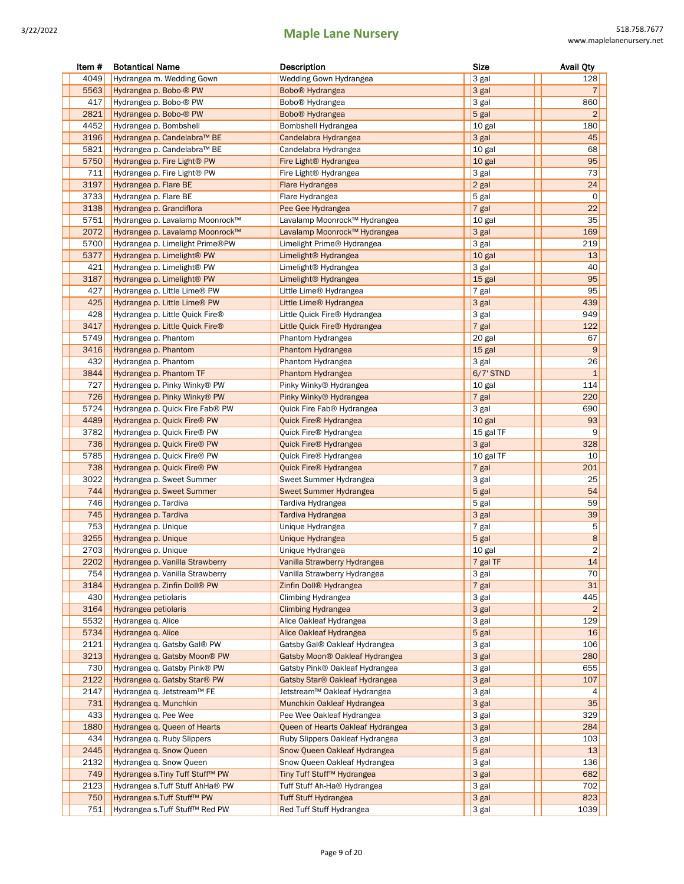| Item # | Botantical Name | Description | Size | Avail Qty |
|---|---|---|---|---|
| 4049 | Hydrangea m. Wedding Gown | Wedding Gown Hydrangea | 3 gal | 128 |
| 5563 | Hydrangea p. Bobo-® PW | Bobo® Hydrangea | 3 gal | 7 |
| 417 | Hydrangea p. Bobo-® PW | Bobo® Hydrangea | 3 gal | 860 |
| 2821 | Hydrangea p. Bobo-® PW | Bobo® Hydrangea | 5 gal | 2 |
| 4452 | Hydrangea p. Bombshell | Bombshell Hydrangea | 10 gal | 180 |
| 3196 | Hydrangea p. Candelabra™ BE | Candelabra Hydrangea | 3 gal | 45 |
| 5821 | Hydrangea p. Candelabra™ BE | Candelabra Hydrangea | 10 gal | 68 |
| 5750 | Hydrangea p. Fire Light® PW | Fire Light® Hydrangea | 10 gal | 95 |
| 711 | Hydrangea p. Fire Light® PW | Fire Light® Hydrangea | 3 gal | 73 |
| 3197 | Hydrangea p. Flare BE | Flare Hydrangea | 2 gal | 24 |
| 3733 | Hydrangea p. Flare BE | Flare Hydrangea | 5 gal | 0 |
| 3138 | Hydrangea p. Grandiflora | Pee Gee Hydrangea | 7 gal | 22 |
| 5751 | Hydrangea p. Lavalamp Moonrock™ | Lavalamp Moonrock™ Hydrangea | 10 gal | 35 |
| 2072 | Hydrangea p. Lavalamp Moonrock™ | Lavalamp Moonrock™ Hydrangea | 3 gal | 169 |
| 5700 | Hydrangea p. Limelight Prime®PW | Limelight Prime® Hydrangea | 3 gal | 219 |
| 5377 | Hydrangea p. Limelight® PW | Limelight® Hydrangea | 10 gal | 13 |
| 421 | Hydrangea p. Limelight® PW | Limelight® Hydrangea | 3 gal | 40 |
| 3187 | Hydrangea p. Limelight® PW | Limelight® Hydrangea | 15 gal | 95 |
| 427 | Hydrangea p. Little Lime® PW | Little Lime® Hydrangea | 7 gal | 95 |
| 425 | Hydrangea p. Little Lime® PW | Little Lime® Hydrangea | 3 gal | 439 |
| 428 | Hydrangea p. Little Quick Fire® | Little Quick Fire® Hydrangea | 3 gal | 949 |
| 3417 | Hydrangea p. Little Quick Fire® | Little Quick Fire® Hydrangea | 7 gal | 122 |
| 5749 | Hydrangea p. Phantom | Phantom Hydrangea | 20 gal | 67 |
| 3416 | Hydrangea p. Phantom | Phantom Hydrangea | 15 gal | 9 |
| 432 | Hydrangea p. Phantom | Phantom Hydrangea | 3 gal | 26 |
| 3844 | Hydrangea p. Phantom TF | Phantom Hydrangea | 6/7' STND | 1 |
| 727 | Hydrangea p. Pinky Winky® PW | Pinky Winky® Hydrangea | 10 gal | 114 |
| 726 | Hydrangea p. Pinky Winky® PW | Pinky Winky® Hydrangea | 7 gal | 220 |
| 5724 | Hydrangea p. Quick Fire Fab® PW | Quick Fire Fab® Hydrangea | 3 gal | 690 |
| 4489 | Hydrangea p. Quick Fire® PW | Quick Fire® Hydrangea | 10 gal | 93 |
| 3782 | Hydrangea p. Quick Fire® PW | Quick Fire® Hydrangea | 15 gal TF | 9 |
| 736 | Hydrangea p. Quick Fire® PW | Quick Fire® Hydrangea | 3 gal | 328 |
| 5785 | Hydrangea p. Quick Fire® PW | Quick Fire® Hydrangea | 10 gal TF | 10 |
| 738 | Hydrangea p. Quick Fire® PW | Quick Fire® Hydrangea | 7 gal | 201 |
| 3022 | Hydrangea p. Sweet Summer | Sweet Summer Hydrangea | 3 gal | 25 |
| 744 | Hydrangea p. Sweet Summer | Sweet Summer Hydrangea | 5 gal | 54 |
| 746 | Hydrangea p. Tardiva | Tardiva Hydrangea | 5 gal | 59 |
| 745 | Hydrangea p. Tardiva | Tardiva Hydrangea | 3 gal | 39 |
| 753 | Hydrangea p. Unique | Unique Hydrangea | 7 gal | 5 |
| 3255 | Hydrangea p. Unique | Unique Hydrangea | 5 gal | 8 |
| 2703 | Hydrangea p. Unique | Unique Hydrangea | 10 gal | 2 |
| 2202 | Hydrangea p. Vanilla Strawberry | Vanilla Strawberry Hydrangea | 7 gal TF | 14 |
| 754 | Hydrangea p. Vanilla Strawberry | Vanilla Strawberry Hydrangea | 3 gal | 70 |
| 3184 | Hydrangea p. Zinfin Doll® PW | Zinfin Doll® Hydrangea | 7 gal | 31 |
| 430 | Hydrangea petiolaris | Climbing Hydrangea | 3 gal | 445 |
| 3164 | Hydrangea petiolaris | Climbing Hydrangea | 3 gal | 2 |
| 5532 | Hydrangea q. Alice | Alice Oakleaf Hydrangea | 3 gal | 129 |
| 5734 | Hydrangea q. Alice | Alice Oakleaf Hydrangea | 5 gal | 16 |
| 2121 | Hydrangea q. Gatsby Gal® PW | Gatsby Gal® Oakleaf Hydrangea | 3 gal | 106 |
| 3213 | Hydrangea q. Gatsby Moon® PW | Gatsby Moon® Oakleaf Hydrangea | 3 gal | 280 |
| 730 | Hydrangea q. Gatsby Pink® PW | Gatsby Pink® Oakleaf Hydrangea | 3 gal | 655 |
| 2122 | Hydrangea q. Gatsby Star® PW | Gatsby Star® Oakleaf Hydrangea | 3 gal | 107 |
| 2147 | Hydrangea q. Jetstream™ FE | Jetstream™ Oakleaf Hydrangea | 3 gal | 4 |
| 731 | Hydrangea q. Munchkin | Munchkin Oakleaf Hydrangea | 3 gal | 35 |
| 433 | Hydrangea q. Pee Wee | Pee Wee Oakleaf Hydrangea | 3 gal | 329 |
| 1880 | Hydrangea q. Queen of Hearts | Queen of Hearts Oakleaf Hydrangea | 3 gal | 284 |
| 434 | Hydrangea q. Ruby Slippers | Ruby Slippers Oakleaf Hydrangea | 3 gal | 103 |
| 2445 | Hydrangea q. Snow Queen | Snow Queen Oakleaf Hydrangea | 5 gal | 13 |
| 2132 | Hydrangea q. Snow Queen | Snow Queen Oakleaf Hydrangea | 3 gal | 136 |
| 749 | Hydrangea s.Tiny Tuff Stuff™ PW | Tiny Tuff Stuff™ Hydrangea | 3 gal | 682 |
| 2123 | Hydrangea s.Tuff Stuff AhHa® PW | Tuff Stuff Ah-Ha® Hydrangea | 3 gal | 702 |
| 750 | Hydrangea s.Tuff Stuff™ PW | Tuff Stuff Hydrangea | 3 gal | 823 |
| 751 | Hydrangea s.Tuff Stuff™ Red PW | Red Tuff Stuff Hydrangea | 3 gal | 1039 |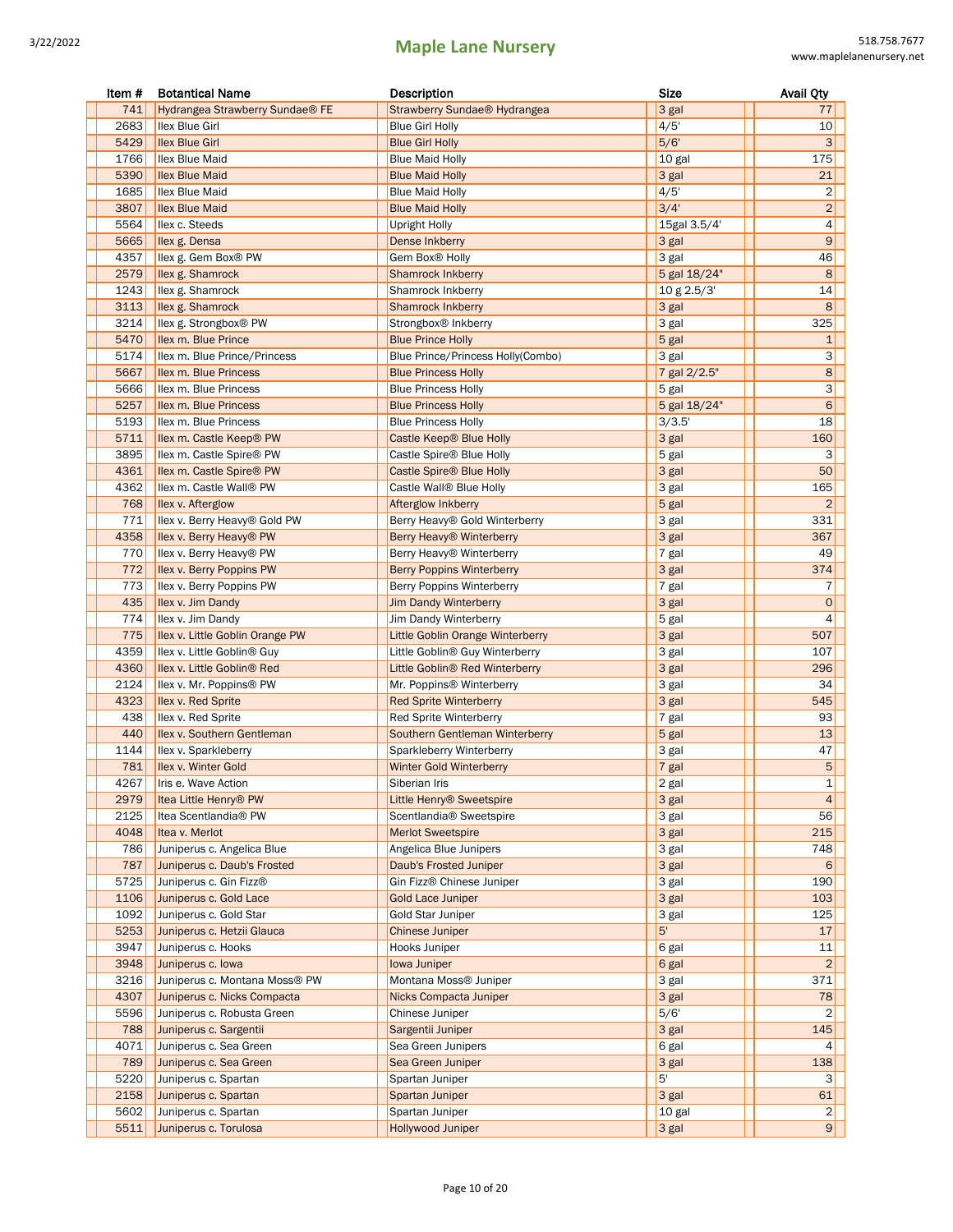| Item # | Botantical Name | Description | Size | Avail Qty |
|---|---|---|---|---|
| 741 | Hydrangea Strawberry Sundae® FE | Strawberry Sundae® Hydrangea | 3 gal | 77 |
| 2683 | Ilex Blue Girl | Blue Girl Holly | 4/5' | 10 |
| 5429 | Ilex Blue Girl | Blue Girl Holly | 5/6' | 3 |
| 1766 | Ilex Blue Maid | Blue Maid Holly | 10 gal | 175 |
| 5390 | Ilex Blue Maid | Blue Maid Holly | 3 gal | 21 |
| 1685 | Ilex Blue Maid | Blue Maid Holly | 4/5' | 2 |
| 3807 | Ilex Blue Maid | Blue Maid Holly | 3/4' | 2 |
| 5564 | Ilex c. Steeds | Upright Holly | 15gal 3.5/4' | 4 |
| 5665 | Ilex g. Densa | Dense Inkberry | 3 gal | 9 |
| 4357 | Ilex g. Gem Box® PW | Gem Box® Holly | 3 gal | 46 |
| 2579 | Ilex g. Shamrock | Shamrock Inkberry | 5 gal 18/24" | 8 |
| 1243 | Ilex g. Shamrock | Shamrock Inkberry | 10 g 2.5/3' | 14 |
| 3113 | Ilex g. Shamrock | Shamrock Inkberry | 3 gal | 8 |
| 3214 | Ilex g. Strongbox® PW | Strongbox® Inkberry | 3 gal | 325 |
| 5470 | Ilex m. Blue Prince | Blue Prince Holly | 5 gal | 1 |
| 5174 | Ilex m. Blue Prince/Princess | Blue Prince/Princess Holly(Combo) | 3 gal | 3 |
| 5667 | Ilex m. Blue Princess | Blue Princess Holly | 7 gal 2/2.5" | 8 |
| 5666 | Ilex m. Blue Princess | Blue Princess Holly | 5 gal | 3 |
| 5257 | Ilex m. Blue Princess | Blue Princess Holly | 5 gal 18/24" | 6 |
| 5193 | Ilex m. Blue Princess | Blue Princess Holly | 3/3.5' | 18 |
| 5711 | Ilex m. Castle Keep® PW | Castle Keep® Blue Holly | 3 gal | 160 |
| 3895 | Ilex m. Castle Spire® PW | Castle Spire® Blue Holly | 5 gal | 3 |
| 4361 | Ilex m. Castle Spire® PW | Castle Spire® Blue Holly | 3 gal | 50 |
| 4362 | Ilex m. Castle Wall® PW | Castle Wall® Blue Holly | 3 gal | 165 |
| 768 | Ilex v. Afterglow | Afterglow Inkberry | 5 gal | 2 |
| 771 | Ilex v. Berry Heavy® Gold PW | Berry Heavy® Gold Winterberry | 3 gal | 331 |
| 4358 | Ilex v. Berry Heavy® PW | Berry Heavy® Winterberry | 3 gal | 367 |
| 770 | Ilex v. Berry Heavy® PW | Berry Heavy® Winterberry | 7 gal | 49 |
| 772 | Ilex v. Berry Poppins PW | Berry Poppins Winterberry | 3 gal | 374 |
| 773 | Ilex v. Berry Poppins PW | Berry Poppins Winterberry | 7 gal | 7 |
| 435 | Ilex v. Jim Dandy | Jim Dandy Winterberry | 3 gal | 0 |
| 774 | Ilex v. Jim Dandy | Jim Dandy Winterberry | 5 gal | 4 |
| 775 | Ilex v. Little Goblin Orange PW | Little Goblin Orange Winterberry | 3 gal | 507 |
| 4359 | Ilex v. Little Goblin® Guy | Little Goblin® Guy Winterberry | 3 gal | 107 |
| 4360 | Ilex v. Little Goblin® Red | Little Goblin® Red Winterberry | 3 gal | 296 |
| 2124 | Ilex v. Mr. Poppins® PW | Mr. Poppins® Winterberry | 3 gal | 34 |
| 4323 | Ilex v. Red Sprite | Red Sprite Winterberry | 3 gal | 545 |
| 438 | Ilex v. Red Sprite | Red Sprite Winterberry | 7 gal | 93 |
| 440 | Ilex v. Southern Gentleman | Southern Gentleman Winterberry | 5 gal | 13 |
| 1144 | Ilex v. Sparkleberry | Sparkleberry Winterberry | 3 gal | 47 |
| 781 | Ilex v. Winter Gold | Winter Gold Winterberry | 7 gal | 5 |
| 4267 | Iris e. Wave Action | Siberian Iris | 2 gal | 1 |
| 2979 | Itea Little Henry® PW | Little Henry® Sweetspire | 3 gal | 4 |
| 2125 | Itea Scentlandia® PW | Scentlandia® Sweetspire | 3 gal | 56 |
| 4048 | Itea v. Merlot | Merlot Sweetspire | 3 gal | 215 |
| 786 | Juniperus c. Angelica Blue | Angelica Blue Junipers | 3 gal | 748 |
| 787 | Juniperus c. Daub's Frosted | Daub's Frosted Juniper | 3 gal | 6 |
| 5725 | Juniperus c. Gin Fizz® | Gin Fizz® Chinese Juniper | 3 gal | 190 |
| 1106 | Juniperus c. Gold Lace | Gold Lace Juniper | 3 gal | 103 |
| 1092 | Juniperus c. Gold Star | Gold Star Juniper | 3 gal | 125 |
| 5253 | Juniperus c. Hetzii Glauca | Chinese Juniper | 5' | 17 |
| 3947 | Juniperus c. Hooks | Hooks Juniper | 6 gal | 11 |
| 3948 | Juniperus c. Iowa | Iowa Juniper | 6 gal | 2 |
| 3216 | Juniperus c. Montana Moss® PW | Montana Moss® Juniper | 3 gal | 371 |
| 4307 | Juniperus c. Nicks Compacta | Nicks Compacta Juniper | 3 gal | 78 |
| 5596 | Juniperus c. Robusta Green | Chinese Juniper | 5/6' | 2 |
| 788 | Juniperus c. Sargentii | Sargentii Juniper | 3 gal | 145 |
| 4071 | Juniperus c. Sea Green | Sea Green Junipers | 6 gal | 4 |
| 789 | Juniperus c. Sea Green | Sea Green Juniper | 3 gal | 138 |
| 5220 | Juniperus c. Spartan | Spartan Juniper | 5' | 3 |
| 2158 | Juniperus c. Spartan | Spartan Juniper | 3 gal | 61 |
| 5602 | Juniperus c. Spartan | Spartan Juniper | 10 gal | 2 |
| 5511 | Juniperus c. Torulosa | Hollywood Juniper | 3 gal | 9 |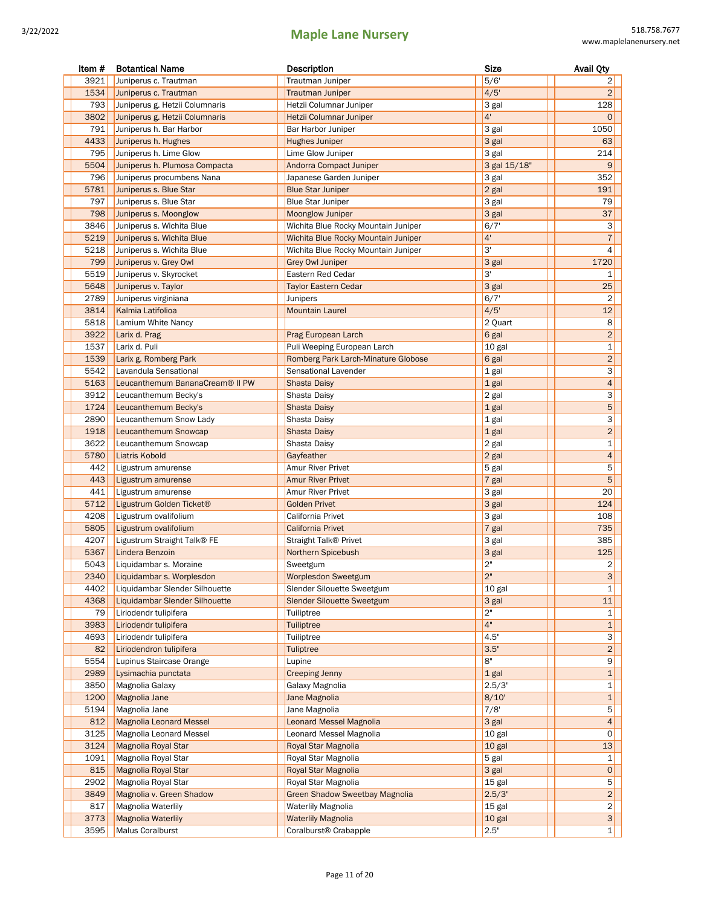| Item # | Botantical Name | Description | Size | Avail Qty |
|---|---|---|---|---|
| 3921 | Juniperus c. Trautman | Trautman Juniper | 5/6' | 2 |
| 1534 | Juniperus c. Trautman | Trautman Juniper | 4/5' | 2 |
| 793 | Juniperus g. Hetzii Columnaris | Hetzii Columnar Juniper | 3 gal | 128 |
| 3802 | Juniperus g. Hetzii Columnaris | Hetzii Columnar Juniper | 4' | 0 |
| 791 | Juniperus h. Bar Harbor | Bar Harbor Juniper | 3 gal | 1050 |
| 4433 | Juniperus h. Hughes | Hughes Juniper | 3 gal | 63 |
| 795 | Juniperus h. Lime Glow | Lime Glow Juniper | 3 gal | 214 |
| 5504 | Juniperus h. Plumosa Compacta | Andorra Compact Juniper | 3 gal 15/18" | 9 |
| 796 | Juniperus procumbens Nana | Japanese Garden Juniper | 3 gal | 352 |
| 5781 | Juniperus s. Blue Star | Blue Star Juniper | 2 gal | 191 |
| 797 | Juniperus s. Blue Star | Blue Star Juniper | 3 gal | 79 |
| 798 | Juniperus s. Moonglow | Moonglow Juniper | 3 gal | 37 |
| 3846 | Juniperus s. Wichita Blue | Wichita Blue Rocky Mountain Juniper | 6/7' | 3 |
| 5219 | Juniperus s. Wichita Blue | Wichita Blue Rocky Mountain Juniper | 4' | 7 |
| 5218 | Juniperus s. Wichita Blue | Wichita Blue Rocky Mountain Juniper | 3' | 4 |
| 799 | Juniperus v. Grey Owl | Grey Owl Juniper | 3 gal | 1720 |
| 5519 | Juniperus v. Skyrocket | Eastern Red Cedar | 3' | 1 |
| 5648 | Juniperus v. Taylor | Taylor Eastern Cedar | 3 gal | 25 |
| 2789 | Juniperus virginiana | Junipers | 6/7' | 2 |
| 3814 | Kalmia Latifolioa | Mountain Laurel | 4/5' | 12 |
| 5818 | Lamium White Nancy | | 2 Quart | 8 |
| 3922 | Larix d. Prag | Prag European Larch | 6 gal | 2 |
| 1537 | Larix d. Puli | Puli Weeping European Larch | 10 gal | 1 |
| 1539 | Larix g. Romberg Park | Romberg Park Larch-Minature Globose | 6 gal | 2 |
| 5542 | Lavandula Sensational | Sensational Lavender | 1 gal | 3 |
| 5163 | Leucanthemum BananaCream® II PW | Shasta Daisy | 1 gal | 4 |
| 3912 | Leucanthemum Becky's | Shasta Daisy | 2 gal | 3 |
| 1724 | Leucanthemum Becky's | Shasta Daisy | 1 gal | 5 |
| 2890 | Leucanthemum Snow Lady | Shasta Daisy | 1 gal | 3 |
| 1918 | Leucanthemum Snowcap | Shasta Daisy | 1 gal | 2 |
| 3622 | Leucanthemum Snowcap | Shasta Daisy | 2 gal | 1 |
| 5780 | Liatris Kobold | Gayfeather | 2 gal | 4 |
| 442 | Ligustrum amurense | Amur River Privet | 5 gal | 5 |
| 443 | Ligustrum amurense | Amur River Privet | 7 gal | 5 |
| 441 | Ligustrum amurense | Amur River Privet | 3 gal | 20 |
| 5712 | Ligustrum Golden Ticket® | Golden Privet | 3 gal | 124 |
| 4208 | Ligustrum ovalifolium | California Privet | 3 gal | 108 |
| 5805 | Ligustrum ovalifolium | California Privet | 7 gal | 735 |
| 4207 | Ligustrum Straight Talk® FE | Straight Talk® Privet | 3 gal | 385 |
| 5367 | Lindera Benzoin | Northern Spicebush | 3 gal | 125 |
| 5043 | Liquidambar s. Moraine | Sweetgum | 2" | 2 |
| 2340 | Liquidambar s. Worplesdon | Worplesdon Sweetgum | 2" | 3 |
| 4402 | Liquidambar Slender Silhouette | Slender Silouette Sweetgum | 10 gal | 1 |
| 4368 | Liquidambar Slender Silhouette | Slender Silouette Sweetgum | 3 gal | 11 |
| 79 | Liriodendr tulipifera | Tuiliptree | 2" | 1 |
| 3983 | Liriodendr tulipifera | Tuiliptree | 4" | 1 |
| 4693 | Liriodendr tulipifera | Tuiliptree | 4.5" | 3 |
| 82 | Liriodendron tulipifera | Tuliptree | 3.5" | 2 |
| 5554 | Lupinus Staircase Orange | Lupine | 8" | 9 |
| 2989 | Lysimachia punctata | Creeping Jenny | 1 gal | 1 |
| 3850 | Magnolia Galaxy | Galaxy Magnolia | 2.5/3" | 1 |
| 1200 | Magnolia Jane | Jane Magnolia | 8/10' | 1 |
| 5194 | Magnolia Jane | Jane Magnolia | 7/8' | 5 |
| 812 | Magnolia Leonard Messel | Leonard Messel Magnolia | 3 gal | 4 |
| 3125 | Magnolia Leonard Messel | Leonard Messel Magnolia | 10 gal | 0 |
| 3124 | Magnolia Royal Star | Royal Star Magnolia | 10 gal | 13 |
| 1091 | Magnolia Royal Star | Royal Star Magnolia | 5 gal | 1 |
| 815 | Magnolia Royal Star | Royal Star Magnolia | 3 gal | 0 |
| 2902 | Magnolia Royal Star | Royal Star Magnolia | 15 gal | 5 |
| 3849 | Magnolia v. Green Shadow | Green Shadow Sweetbay Magnolia | 2.5/3" | 2 |
| 817 | Magnolia Waterlily | Waterlily Magnolia | 15 gal | 2 |
| 3773 | Magnolia Waterlily | Waterlily Magnolia | 10 gal | 3 |
| 3595 | Malus Coralburst | Coralburst® Crabapple | 2.5" | 1 |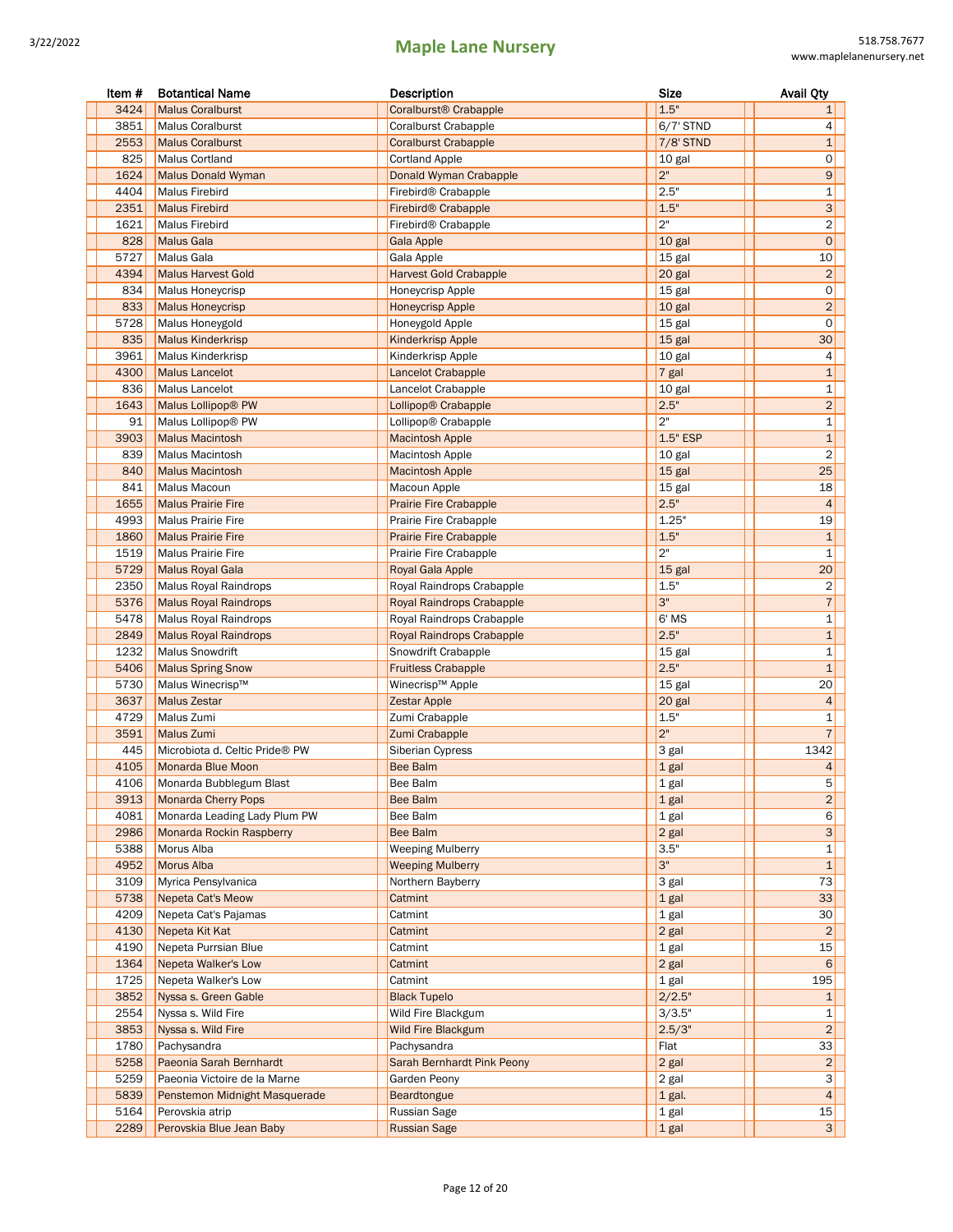| Item # | Botantical Name | Description | Size | Avail Qty |
|---|---|---|---|---|
| 3424 | Malus Coralburst | Coralburst® Crabapple | 1.5" | 1 |
| 3851 | Malus Coralburst | Coralburst Crabapple | 6/7' STND | 4 |
| 2553 | Malus Coralburst | Coralburst Crabapple | 7/8' STND | 1 |
| 825 | Malus Cortland | Cortland Apple | 10 gal | 0 |
| 1624 | Malus Donald Wyman | Donald Wyman Crabapple | 2" | 9 |
| 4404 | Malus Firebird | Firebird® Crabapple | 2.5" | 1 |
| 2351 | Malus Firebird | Firebird® Crabapple | 1.5" | 3 |
| 1621 | Malus Firebird | Firebird® Crabapple | 2" | 2 |
| 828 | Malus Gala | Gala Apple | 10 gal | 0 |
| 5727 | Malus Gala | Gala Apple | 15 gal | 10 |
| 4394 | Malus Harvest Gold | Harvest Gold Crabapple | 20 gal | 2 |
| 834 | Malus Honeycrisp | Honeycrisp Apple | 15 gal | 0 |
| 833 | Malus Honeycrisp | Honeycrisp Apple | 10 gal | 2 |
| 5728 | Malus Honeygold | Honeygold Apple | 15 gal | 0 |
| 835 | Malus Kinderkrisp | Kinderkrisp Apple | 15 gal | 30 |
| 3961 | Malus Kinderkrisp | Kinderkrisp Apple | 10 gal | 4 |
| 4300 | Malus Lancelot | Lancelot Crabapple | 7 gal | 1 |
| 836 | Malus Lancelot | Lancelot Crabapple | 10 gal | 1 |
| 1643 | Malus Lollipop® PW | Lollipop® Crabapple | 2.5" | 2 |
| 91 | Malus Lollipop® PW | Lollipop® Crabapple | 2" | 1 |
| 3903 | Malus Macintosh | Macintosh Apple | 1.5" ESP | 1 |
| 839 | Malus Macintosh | Macintosh Apple | 10 gal | 2 |
| 840 | Malus Macintosh | Macintosh Apple | 15 gal | 25 |
| 841 | Malus Macoun | Macoun Apple | 15 gal | 18 |
| 1655 | Malus Prairie Fire | Prairie Fire Crabapple | 2.5" | 4 |
| 4993 | Malus Prairie Fire | Prairie Fire Crabapple | 1.25" | 19 |
| 1860 | Malus Prairie Fire | Prairie Fire Crabapple | 1.5" | 1 |
| 1519 | Malus Prairie Fire | Prairie Fire Crabapple | 2" | 1 |
| 5729 | Malus Royal Gala | Royal Gala Apple | 15 gal | 20 |
| 2350 | Malus Royal Raindrops | Royal Raindrops Crabapple | 1.5" | 2 |
| 5376 | Malus Royal Raindrops | Royal Raindrops Crabapple | 3" | 7 |
| 5478 | Malus Royal Raindrops | Royal Raindrops Crabapple | 6' MS | 1 |
| 2849 | Malus Royal Raindrops | Royal Raindrops Crabapple | 2.5" | 1 |
| 1232 | Malus Snowdrift | Snowdrift Crabapple | 15 gal | 1 |
| 5406 | Malus Spring Snow | Fruitless Crabapple | 2.5" | 1 |
| 5730 | Malus Winecrisp™ | Winecrisp™ Apple | 15 gal | 20 |
| 3637 | Malus Zestar | Zestar Apple | 20 gal | 4 |
| 4729 | Malus Zumi | Zumi Crabapple | 1.5" | 1 |
| 3591 | Malus Zumi | Zumi Crabapple | 2" | 7 |
| 445 | Microbiota d. Celtic Pride® PW | Siberian Cypress | 3 gal | 1342 |
| 4105 | Monarda Blue Moon | Bee Balm | 1 gal | 4 |
| 4106 | Monarda Bubblegum Blast | Bee Balm | 1 gal | 5 |
| 3913 | Monarda Cherry Pops | Bee Balm | 1 gal | 2 |
| 4081 | Monarda Leading Lady Plum PW | Bee Balm | 1 gal | 6 |
| 2986 | Monarda Rockin Raspberry | Bee Balm | 2 gal | 3 |
| 5388 | Morus Alba | Weeping Mulberry | 3.5" | 1 |
| 4952 | Morus Alba | Weeping Mulberry | 3" | 1 |
| 3109 | Myrica Pensylvanica | Northern Bayberry | 3 gal | 73 |
| 5738 | Nepeta Cat's Meow | Catmint | 1 gal | 33 |
| 4209 | Nepeta Cat's Pajamas | Catmint | 1 gal | 30 |
| 4130 | Nepeta Kit Kat | Catmint | 2 gal | 2 |
| 4190 | Nepeta Purrsian Blue | Catmint | 1 gal | 15 |
| 1364 | Nepeta Walker's Low | Catmint | 2 gal | 6 |
| 1725 | Nepeta Walker's Low | Catmint | 1 gal | 195 |
| 3852 | Nyssa s. Green Gable | Black Tupelo | 2/2.5" | 1 |
| 2554 | Nyssa s. Wild Fire | Wild Fire Blackgum | 3/3.5" | 1 |
| 3853 | Nyssa s. Wild Fire | Wild Fire Blackgum | 2.5/3" | 2 |
| 1780 | Pachysandra | Pachysandra | Flat | 33 |
| 5258 | Paeonia Sarah Bernhardt | Sarah Bernhardt Pink Peony | 2 gal | 2 |
| 5259 | Paeonia Victoire de la Marne | Garden Peony | 2 gal | 3 |
| 5839 | Penstemon Midnight Masquerade | Beardtongue | 1 gal. | 4 |
| 5164 | Perovskia atrip | Russian Sage | 1 gal | 15 |
| 2289 | Perovskia Blue Jean Baby | Russian Sage | 1 gal | 3 |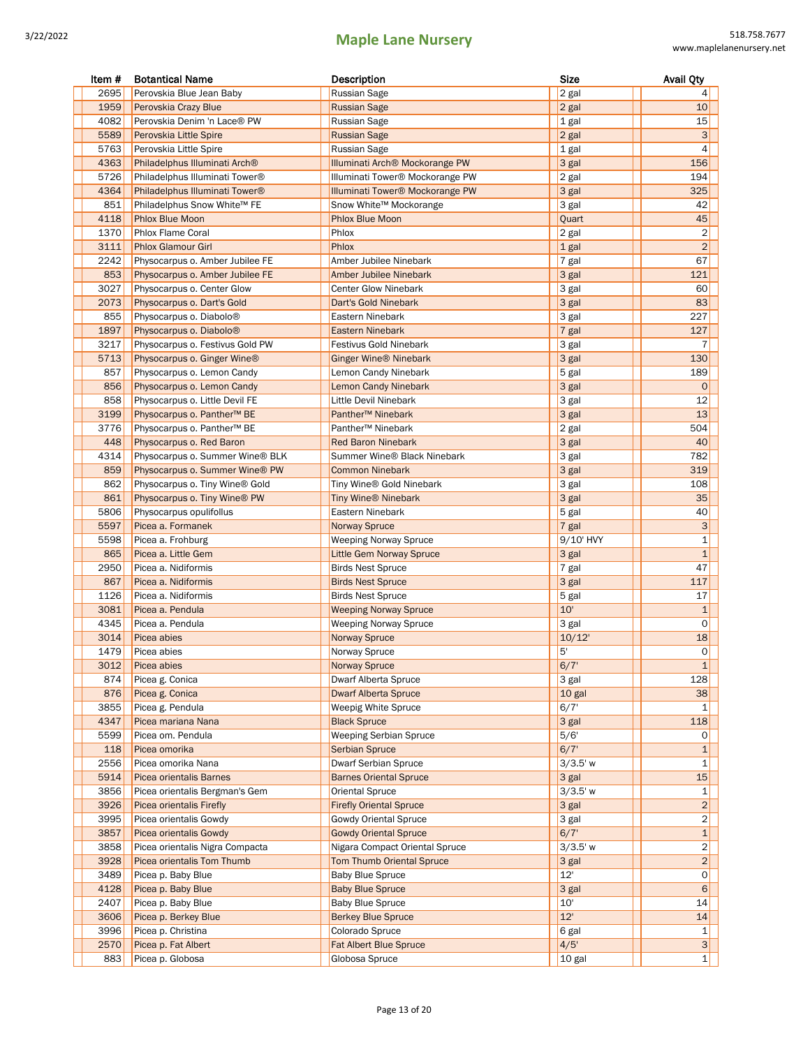| Item # | Botantical Name | Description | Size | Avail Qty |
|---|---|---|---|---|
| 2695 | Perovskia Blue Jean Baby | Russian Sage | 2 gal | 4 |
| 1959 | Perovskia Crazy Blue | Russian Sage | 2 gal | 10 |
| 4082 | Perovskia Denim 'n Lace® PW | Russian Sage | 1 gal | 15 |
| 5589 | Perovskia Little Spire | Russian Sage | 2 gal | 3 |
| 5763 | Perovskia Little Spire | Russian Sage | 1 gal | 4 |
| 4363 | Philadelphus Illuminati Arch® | Illuminati Arch® Mockorange PW | 3 gal | 156 |
| 5726 | Philadelphus Illuminati Tower® | Illuminati Tower® Mockorange PW | 2 gal | 194 |
| 4364 | Philadelphus Illuminati Tower® | Illuminati Tower® Mockorange PW | 3 gal | 325 |
| 851 | Philadelphus Snow White™ FE | Snow White™ Mockorange | 3 gal | 42 |
| 4118 | Phlox Blue Moon | Phlox Blue Moon | Quart | 45 |
| 1370 | Phlox Flame Coral | Phlox | 2 gal | 2 |
| 3111 | Phlox Glamour Girl | Phlox | 1 gal | 2 |
| 2242 | Physocarpus o. Amber Jubilee FE | Amber Jubilee Ninebark | 7 gal | 67 |
| 853 | Physocarpus o. Amber Jubilee FE | Amber Jubilee Ninebark | 3 gal | 121 |
| 3027 | Physocarpus o. Center Glow | Center Glow Ninebark | 3 gal | 60 |
| 2073 | Physocarpus o. Dart's Gold | Dart's Gold Ninebark | 3 gal | 83 |
| 855 | Physocarpus o. Diabolo® | Eastern Ninebark | 3 gal | 227 |
| 1897 | Physocarpus o. Diabolo® | Eastern Ninebark | 7 gal | 127 |
| 3217 | Physocarpus o. Festivus Gold PW | Festivus Gold Ninebark | 3 gal | 7 |
| 5713 | Physocarpus o. Ginger Wine® | Ginger Wine® Ninebark | 3 gal | 130 |
| 857 | Physocarpus o. Lemon Candy | Lemon Candy Ninebark | 5 gal | 189 |
| 856 | Physocarpus o. Lemon Candy | Lemon Candy Ninebark | 3 gal | 0 |
| 858 | Physocarpus o. Little Devil FE | Little Devil Ninebark | 3 gal | 12 |
| 3199 | Physocarpus o. Panther™ BE | Panther™ Ninebark | 3 gal | 13 |
| 3776 | Physocarpus o. Panther™ BE | Panther™ Ninebark | 2 gal | 504 |
| 448 | Physocarpus o. Red Baron | Red Baron Ninebark | 3 gal | 40 |
| 4314 | Physocarpus o. Summer Wine® BLK | Summer Wine® Black Ninebark | 3 gal | 782 |
| 859 | Physocarpus o. Summer Wine® PW | Common Ninebark | 3 gal | 319 |
| 862 | Physocarpus o. Tiny Wine® Gold | Tiny Wine® Gold Ninebark | 3 gal | 108 |
| 861 | Physocarpus o. Tiny Wine® PW | Tiny Wine® Ninebark | 3 gal | 35 |
| 5806 | Physocarpus opulifollus | Eastern Ninebark | 5 gal | 40 |
| 5597 | Picea a. Formanek | Norway Spruce | 7 gal | 3 |
| 5598 | Picea a. Frohburg | Weeping Norway Spruce | 9/10' HVY | 1 |
| 865 | Picea a. Little Gem | Little Gem Norway Spruce | 3 gal | 1 |
| 2950 | Picea a. Nidiformis | Birds Nest Spruce | 7 gal | 47 |
| 867 | Picea a. Nidiformis | Birds Nest Spruce | 3 gal | 117 |
| 1126 | Picea a. Nidiformis | Birds Nest Spruce | 5 gal | 17 |
| 3081 | Picea a. Pendula | Weeping Norway Spruce | 10' | 1 |
| 4345 | Picea a. Pendula | Weeping Norway Spruce | 3 gal | 0 |
| 3014 | Picea abies | Norway Spruce | 10/12' | 18 |
| 1479 | Picea abies | Norway Spruce | 5' | 0 |
| 3012 | Picea abies | Norway Spruce | 6/7' | 1 |
| 874 | Picea g. Conica | Dwarf Alberta Spruce | 3 gal | 128 |
| 876 | Picea g. Conica | Dwarf Alberta Spruce | 10 gal | 38 |
| 3855 | Picea g. Pendula | Weepig White Spruce | 6/7' | 1 |
| 4347 | Picea mariana Nana | Black Spruce | 3 gal | 118 |
| 5599 | Picea om. Pendula | Weeping Serbian Spruce | 5/6' | 0 |
| 118 | Picea omorika | Serbian Spruce | 6/7' | 1 |
| 2556 | Picea omorika Nana | Dwarf Serbian Spruce | 3/3.5' w | 1 |
| 5914 | Picea orientalis Barnes | Barnes Oriental Spruce | 3 gal | 15 |
| 3856 | Picea orientalis Bergman's Gem | Oriental Spruce | 3/3.5' w | 1 |
| 3926 | Picea orientalis Firefly | Firefly Oriental Spruce | 3 gal | 2 |
| 3995 | Picea orientalis Gowdy | Gowdy Oriental Spruce | 3 gal | 2 |
| 3857 | Picea orientalis Gowdy | Gowdy Oriental Spruce | 6/7' | 1 |
| 3858 | Picea orientalis Nigra Compacta | Nigara Compact Oriental Spruce | 3/3.5' w | 2 |
| 3928 | Picea orientalis Tom Thumb | Tom Thumb Oriental Spruce | 3 gal | 2 |
| 3489 | Picea p. Baby Blue | Baby Blue Spruce | 12' | 0 |
| 4128 | Picea p. Baby Blue | Baby Blue Spruce | 3 gal | 6 |
| 2407 | Picea p. Baby Blue | Baby Blue Spruce | 10' | 14 |
| 3606 | Picea p. Berkey Blue | Berkey Blue Spruce | 12' | 14 |
| 3996 | Picea p. Christina | Colorado Spruce | 6 gal | 1 |
| 2570 | Picea p. Fat Albert | Fat Albert Blue Spruce | 4/5' | 3 |
| 883 | Picea p. Globosa | Globosa Spruce | 10 gal | 1 |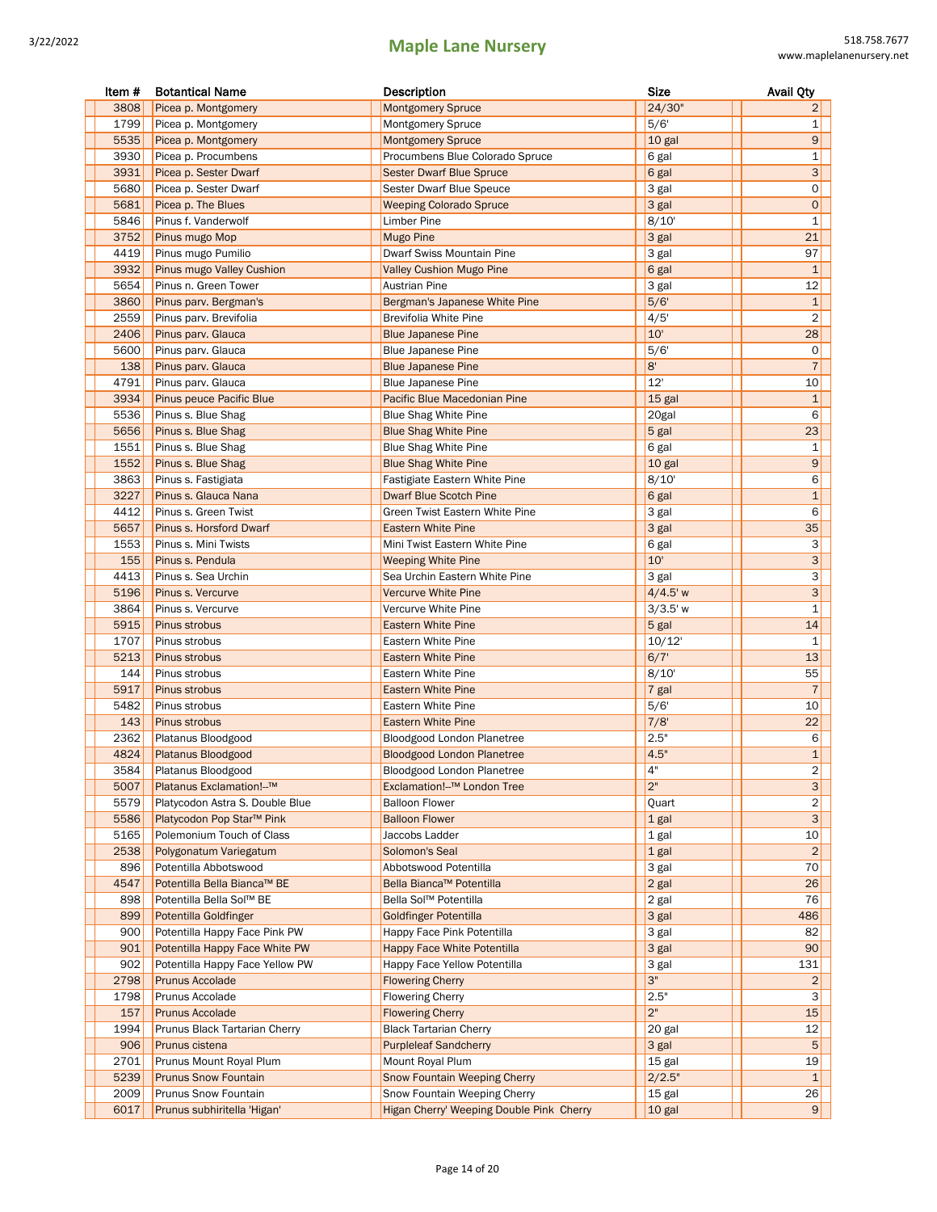| Item # | Botantical Name | Description | Size | Avail Qty |
|---|---|---|---|---|
| 3808 | Picea p. Montgomery | Montgomery Spruce | 24/30" | 2 |
| 1799 | Picea p. Montgomery | Montgomery Spruce | 5/6' | 1 |
| 5535 | Picea p. Montgomery | Montgomery Spruce | 10 gal | 9 |
| 3930 | Picea p. Procumbens | Procumbens Blue Colorado Spruce | 6 gal | 1 |
| 3931 | Picea p. Sester Dwarf | Sester Dwarf Blue Spruce | 6 gal | 3 |
| 5680 | Picea p. Sester Dwarf | Sester Dwarf Blue Speuce | 3 gal | 0 |
| 5681 | Picea p. The Blues | Weeping Colorado Spruce | 3 gal | 0 |
| 5846 | Pinus f. Vanderwolf | Limber Pine | 8/10' | 1 |
| 3752 | Pinus mugo Mop | Mugo Pine | 3 gal | 21 |
| 4419 | Pinus mugo Pumilio | Dwarf Swiss Mountain Pine | 3 gal | 97 |
| 3932 | Pinus mugo Valley Cushion | Valley Cushion Mugo Pine | 6 gal | 1 |
| 5654 | Pinus n. Green Tower | Austrian Pine | 3 gal | 12 |
| 3860 | Pinus parv. Bergman's | Bergman's Japanese White Pine | 5/6' | 1 |
| 2559 | Pinus parv. Brevifolia | Brevifolia White Pine | 4/5' | 2 |
| 2406 | Pinus parv. Glauca | Blue Japanese Pine | 10' | 28 |
| 5600 | Pinus parv. Glauca | Blue Japanese Pine | 5/6' | 0 |
| 138 | Pinus parv. Glauca | Blue Japanese Pine | 8' | 7 |
| 4791 | Pinus parv. Glauca | Blue Japanese Pine | 12' | 10 |
| 3934 | Pinus peuce Pacific Blue | Pacific Blue Macedonian Pine | 15 gal | 1 |
| 5536 | Pinus s. Blue Shag | Blue Shag White Pine | 20gal | 6 |
| 5656 | Pinus s. Blue Shag | Blue Shag White Pine | 5 gal | 23 |
| 1551 | Pinus s. Blue Shag | Blue Shag White Pine | 6 gal | 1 |
| 1552 | Pinus s. Blue Shag | Blue Shag White Pine | 10 gal | 9 |
| 3863 | Pinus s. Fastigiata | Fastigiate Eastern White Pine | 8/10' | 6 |
| 3227 | Pinus s. Glauca Nana | Dwarf Blue Scotch Pine | 6 gal | 1 |
| 4412 | Pinus s. Green Twist | Green Twist Eastern White Pine | 3 gal | 6 |
| 5657 | Pinus s. Horsford Dwarf | Eastern White Pine | 3 gal | 35 |
| 1553 | Pinus s. Mini Twists | Mini Twist Eastern White Pine | 6 gal | 3 |
| 155 | Pinus s. Pendula | Weeping White Pine | 10' | 3 |
| 4413 | Pinus s. Sea Urchin | Sea Urchin Eastern White Pine | 3 gal | 3 |
| 5196 | Pinus s. Vercurve | Vercurve White Pine | 4/4.5' w | 3 |
| 3864 | Pinus s. Vercurve | Vercurve White Pine | 3/3.5' w | 1 |
| 5915 | Pinus strobus | Eastern White Pine | 5 gal | 14 |
| 1707 | Pinus strobus | Eastern White Pine | 10/12' | 1 |
| 5213 | Pinus strobus | Eastern White Pine | 6/7' | 13 |
| 144 | Pinus strobus | Eastern White Pine | 8/10' | 55 |
| 5917 | Pinus strobus | Eastern White Pine | 7 gal | 7 |
| 5482 | Pinus strobus | Eastern White Pine | 5/6' | 10 |
| 143 | Pinus strobus | Eastern White Pine | 7/8' | 22 |
| 2362 | Platanus Bloodgood | Bloodgood London Planetree | 2.5" | 6 |
| 4824 | Platanus Bloodgood | Bloodgood London Planetree | 4.5" | 1 |
| 3584 | Platanus Bloodgood | Bloodgood London Planetree | 4" | 2 |
| 5007 | Platanus Exclamation!–™ | Exclamation!–™ London Tree | 2" | 3 |
| 5579 | Platycodon Astra S. Double Blue | Balloon Flower | Quart | 2 |
| 5586 | Platycodon Pop Star™ Pink | Balloon Flower | 1 gal | 3 |
| 5165 | Polemonium Touch of Class | Jaccobs Ladder | 1 gal | 10 |
| 2538 | Polygonatum Variegatum | Solomon's Seal | 1 gal | 2 |
| 896 | Potentilla Abbotswood | Abbotswood Potentilla | 3 gal | 70 |
| 4547 | Potentilla Bella Bianca™ BE | Bella Bianca™ Potentilla | 2 gal | 26 |
| 898 | Potentilla Bella Sol™ BE | Bella Sol™ Potentilla | 2 gal | 76 |
| 899 | Potentilla Goldfinger | Goldfinger Potentilla | 3 gal | 486 |
| 900 | Potentilla Happy Face Pink PW | Happy Face Pink Potentilla | 3 gal | 82 |
| 901 | Potentilla Happy Face White PW | Happy Face White Potentilla | 3 gal | 90 |
| 902 | Potentilla Happy Face Yellow PW | Happy Face Yellow Potentilla | 3 gal | 131 |
| 2798 | Prunus Accolade | Flowering Cherry | 3" | 2 |
| 1798 | Prunus Accolade | Flowering Cherry | 2.5" | 3 |
| 157 | Prunus Accolade | Flowering Cherry | 2" | 15 |
| 1994 | Prunus Black Tartarian Cherry | Black Tartarian Cherry | 20 gal | 12 |
| 906 | Prunus cistena | Purpleleaf Sandcherry | 3 gal | 5 |
| 2701 | Prunus Mount Royal Plum | Mount Royal Plum | 15 gal | 19 |
| 5239 | Prunus Snow Fountain | Snow Fountain Weeping Cherry | 2/2.5" | 1 |
| 2009 | Prunus Snow Fountain | Snow Fountain Weeping Cherry | 15 gal | 26 |
| 6017 | Prunus subhiritella 'Higan' | Higan Cherry' Weeping Double Pink Cherry | 10 gal | 9 |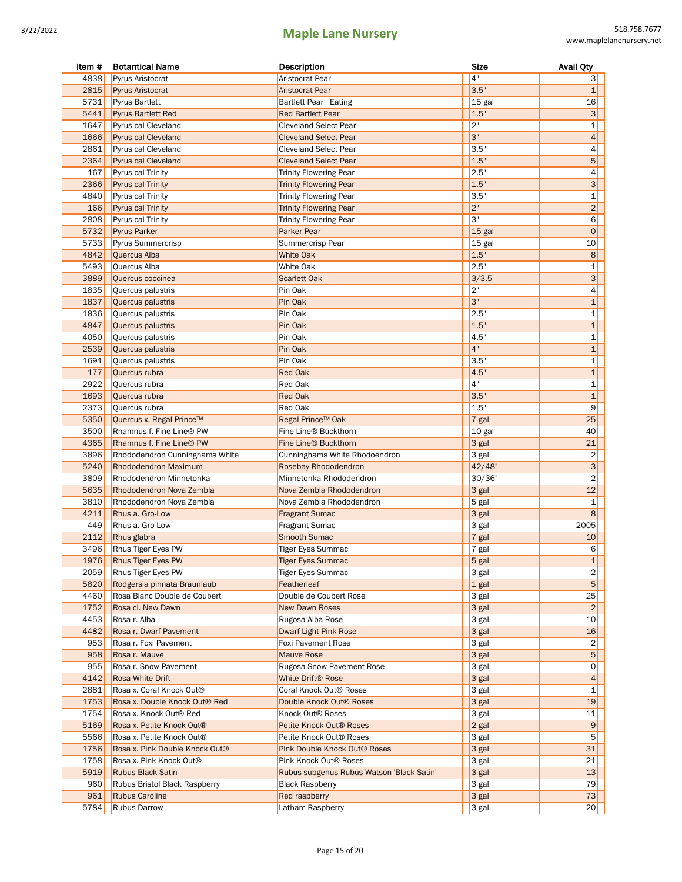# Maple Lane Nursery

| Item # | Botantical Name | Description | Size | Avail Qty |
|---|---|---|---|---|
| 4838 | Pyrus Aristocrat | Aristocrat Pear | 4" | 3 |
| 2815 | Pyrus Aristocrat | Aristocrat Pear | 3.5" | 1 |
| 5731 | Pyrus Bartlett | Bartlett Pear  Eating | 15 gal | 16 |
| 5441 | Pyrus Bartlett Red | Red Bartlett Pear | 1.5" | 3 |
| 1647 | Pyrus cal Cleveland | Cleveland Select Pear | 2" | 1 |
| 1666 | Pyrus cal Cleveland | Cleveland Select Pear | 3" | 4 |
| 2861 | Pyrus cal Cleveland | Cleveland Select Pear | 3.5" | 4 |
| 2364 | Pyrus cal Cleveland | Cleveland Select Pear | 1.5" | 5 |
| 167 | Pyrus cal Trinity | Trinity Flowering Pear | 2.5" | 4 |
| 2366 | Pyrus cal Trinity | Trinity Flowering Pear | 1.5" | 3 |
| 4840 | Pyrus cal Trinity | Trinity Flowering Pear | 3.5" | 1 |
| 166 | Pyrus cal Trinity | Trinity Flowering Pear | 2" | 2 |
| 2808 | Pyrus cal Trinity | Trinity Flowering Pear | 3" | 6 |
| 5732 | Pyrus Parker | Parker Pear | 15 gal | 0 |
| 5733 | Pyrus Summercrisp | Summercrisp Pear | 15 gal | 10 |
| 4842 | Quercus Alba | White Oak | 1.5" | 8 |
| 5493 | Quercus Alba | White Oak | 2.5" | 1 |
| 3889 | Quercus coccinea | Scarlett Oak | 3/3.5" | 3 |
| 1835 | Quercus palustris | Pin Oak | 2" | 4 |
| 1837 | Quercus palustris | Pin Oak | 3" | 1 |
| 1836 | Quercus palustris | Pin Oak | 2.5" | 1 |
| 4847 | Quercus palustris | Pin Oak | 1.5" | 1 |
| 4050 | Quercus palustris | Pin Oak | 4.5" | 1 |
| 2539 | Quercus palustris | Pin Oak | 4" | 1 |
| 1691 | Quercus palustris | Pin Oak | 3.5" | 1 |
| 177 | Quercus rubra | Red Oak | 4.5" | 1 |
| 2922 | Quercus rubra | Red Oak | 4" | 1 |
| 1693 | Quercus rubra | Red Oak | 3.5" | 1 |
| 2373 | Quercus rubra | Red Oak | 1.5" | 9 |
| 5350 | Quercus x. Regal Prince™ | Regal Prince™ Oak | 7 gal | 25 |
| 3500 | Rhamnus f. Fine Line® PW | Fine Line® Buckthorn | 10 gal | 40 |
| 4365 | Rhamnus f. Fine Line® PW | Fine Line® Buckthorn | 3 gal | 21 |
| 3896 | Rhododendron Cunninghams White | Cunninghams White Rhodoendron | 3 gal | 2 |
| 5240 | Rhododendron Maximum | Rosebay Rhododendron | 42/48" | 3 |
| 3809 | Rhododendron Minnetonka | Minnetonka Rhododendron | 30/36" | 2 |
| 5635 | Rhododendron Nova Zembla | Nova Zembla Rhododendron | 3 gal | 12 |
| 3810 | Rhododendron Nova Zembla | Nova Zembla Rhododendron | 5 gal | 1 |
| 4211 | Rhus a. Gro-Low | Fragrant Sumac | 3 gal | 8 |
| 449 | Rhus a. Gro-Low | Fragrant Sumac | 3 gal | 2005 |
| 2112 | Rhus glabra | Smooth Sumac | 7 gal | 10 |
| 3496 | Rhus Tiger Eyes PW | Tiger Eyes Summac | 7 gal | 6 |
| 1976 | Rhus Tiger Eyes PW | Tiger Eyes Summac | 5 gal | 1 |
| 2059 | Rhus Tiger Eyes PW | Tiger Eyes Summac | 3 gal | 2 |
| 5820 | Rodgersia pinnata Braunlaub | Featherleaf | 1 gal | 5 |
| 4460 | Rosa Blanc Double de Coubert | Double de Coubert Rose | 3 gal | 25 |
| 1752 | Rosa cl. New Dawn | New Dawn Roses | 3 gal | 2 |
| 4453 | Rosa r. Alba | Rugosa Alba Rose | 3 gal | 10 |
| 4482 | Rosa r. Dwarf Pavement | Dwarf Light Pink Rose | 3 gal | 16 |
| 953 | Rosa r. Foxi Pavement | Foxi Pavement Rose | 3 gal | 2 |
| 958 | Rosa r. Mauve | Mauve Rose | 3 gal | 5 |
| 955 | Rosa r. Snow Pavement | Rugosa Snow Pavement Rose | 3 gal | 0 |
| 4142 | Rosa White Drift | White Drift® Rose | 3 gal | 4 |
| 2881 | Rosa x. Coral Knock Out® | Coral Knock Out® Roses | 3 gal | 1 |
| 1753 | Rosa x. Double Knock Out® Red | Double Knock Out® Roses | 3 gal | 19 |
| 1754 | Rosa x. Knock Out® Red | Knock Out® Roses | 3 gal | 11 |
| 5169 | Rosa x. Petite Knock Out® | Petite Knock Out® Roses | 2 gal | 9 |
| 5566 | Rosa x. Petite Knock Out® | Petite Knock Out® Roses | 3 gal | 5 |
| 1756 | Rosa x. Pink Double Knock Out® | Pink Double Knock Out® Roses | 3 gal | 31 |
| 1758 | Rosa x. Pink Knock Out® | Pink Knock Out® Roses | 3 gal | 21 |
| 5919 | Rubus Black Satin | Rubus subgenus Rubus Watson 'Black Satin' | 3 gal | 13 |
| 960 | Rubus Bristol Black Raspberry | Black Raspberry | 3 gal | 79 |
| 961 | Rubus Caroline | Red raspberry | 3 gal | 73 |
| 5784 | Rubus Darrow | Latham Raspberry | 3 gal | 20 |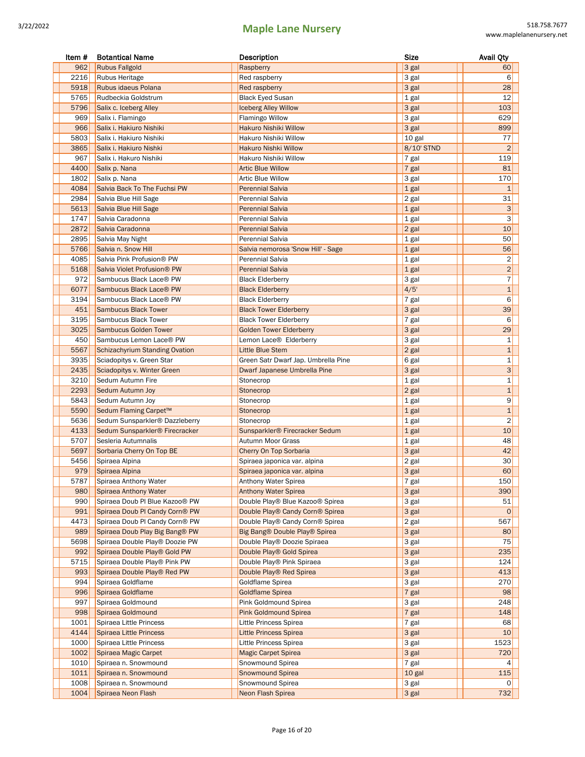| Item # | Botantical Name | Description | Size | Avail Qty |
|---|---|---|---|---|
| 962 | Rubus Fallgold | Raspberry | 3 gal | 60 |
| 2216 | Rubus Heritage | Red raspberry | 3 gal | 6 |
| 5918 | Rubus idaeus Polana | Red raspberry | 3 gal | 28 |
| 5765 | Rudbeckia Goldstrum | Black Eyed Susan | 1 gal | 12 |
| 5796 | Salix c. Iceberg Alley | Iceberg Alley Willow | 3 gal | 103 |
| 969 | Salix i. Flamingo | Flamingo Willow | 3 gal | 629 |
| 966 | Salix i. Hakiuro Nishiki | Hakuro Nishiki Willow | 3 gal | 899 |
| 5803 | Salix i. Hakiuro Nishiki | Hakuro Nishiki Willow | 10 gal | 77 |
| 3865 | Salix i. Hakiuro Nishki | Hakuro Nishki Willow | 8/10' STND | 2 |
| 967 | Salix i. Hakuro Nishiki | Hakuro Nishiki Willow | 7 gal | 119 |
| 4400 | Salix p. Nana | Artic Blue Willow | 7 gal | 81 |
| 1802 | Salix p. Nana | Artic Blue Willow | 3 gal | 170 |
| 4084 | Salvia Back To The Fuchsi PW | Perennial Salvia | 1 gal | 1 |
| 2984 | Salvia Blue Hill Sage | Perennial Salvia | 2 gal | 31 |
| 5613 | Salvia Blue Hill Sage | Perennial Salvia | 1 gal | 3 |
| 1747 | Salvia Caradonna | Perennial Salvia | 1 gal | 3 |
| 2872 | Salvia Caradonna | Perennial Salvia | 2 gal | 10 |
| 2895 | Salvia May Night | Perennial Salvia | 1 gal | 50 |
| 5766 | Salvia n. Snow Hill | Salvia nemorosa 'Snow Hill' - Sage | 1 gal | 56 |
| 4085 | Salvia Pink Profusion® PW | Perennial Salvia | 1 gal | 2 |
| 5168 | Salvia Violet Profusion® PW | Perennial Salvia | 1 gal | 2 |
| 972 | Sambucus Black Lace® PW | Black Elderberry | 3 gal | 7 |
| 6077 | Sambucus Black Lace® PW | Black Elderberry | 4/5' | 1 |
| 3194 | Sambucus Black Lace® PW | Black Elderberry | 7 gal | 6 |
| 451 | Sambucus Black Tower | Black Tower Elderberry | 3 gal | 39 |
| 3195 | Sambucus Black Tower | Black Tower Elderberry | 7 gal | 6 |
| 3025 | Sambucus Golden Tower | Golden Tower Elderberry | 3 gal | 29 |
| 450 | Sambucus Lemon Lace® PW | Lemon Lace® Elderberry | 3 gal | 1 |
| 5567 | Schizachyrium Standing Ovation | Little Blue Stem | 2 gal | 1 |
| 3935 | Sciadopitys v. Green Star | Green Satr Dwarf Jap. Umbrella Pine | 6 gal | 1 |
| 2435 | Sciadopitys v. Winter Green | Dwarf Japanese Umbrella Pine | 3 gal | 3 |
| 3210 | Sedum Autumn Fire | Stonecrop | 1 gal | 1 |
| 2293 | Sedum Autumn Joy | Stonecrop | 2 gal | 1 |
| 5843 | Sedum Autumn Joy | Stonecrop | 1 gal | 9 |
| 5590 | Sedum Flaming Carpet™ | Stonecrop | 1 gal | 1 |
| 5636 | Sedum Sunsparkler® Dazzleberry | Stonecrop | 1 gal | 2 |
| 4133 | Sedum Sunsparkler® Firecracker | Sunsparkler® Firecracker Sedum | 1 gal | 10 |
| 5707 | Sesleria Autumnalis | Autumn Moor Grass | 1 gal | 48 |
| 5697 | Sorbaria Cherry On Top BE | Cherry On Top Sorbaria | 3 gal | 42 |
| 5456 | Spiraea Alpina | Spiraea japonica var. alpina | 2 gal | 30 |
| 979 | Spiraea Alpina | Spiraea japonica var. alpina | 3 gal | 60 |
| 5787 | Spiraea Anthony Water | Anthony Water Spirea | 7 gal | 150 |
| 980 | Spiraea Anthony Water | Anthony Water Spirea | 3 gal | 390 |
| 990 | Spiraea Doub Pl Blue Kazoo® PW | Double Play® Blue Kazoo® Spirea | 3 gal | 51 |
| 991 | Spiraea Doub Pl Candy Corn® PW | Double Play® Candy Corn® Spirea | 3 gal | 0 |
| 4473 | Spiraea Doub Pl Candy Corn® PW | Double Play® Candy Corn® Spirea | 2 gal | 567 |
| 989 | Spiraea Doub Play Big Bang® PW | Big Bang® Double Play® Spirea | 3 gal | 80 |
| 5698 | Spiraea Double Play® Doozie PW | Double Play® Doozie Spiraea | 3 gal | 75 |
| 992 | Spiraea Double Play® Gold PW | Double Play® Gold Spirea | 3 gal | 235 |
| 5715 | Spiraea Double Play® Pink PW | Double Play® Pink Spiraea | 3 gal | 124 |
| 993 | Spiraea Double Play® Red PW | Double Play® Red Spirea | 3 gal | 413 |
| 994 | Spiraea Goldflame | Goldflame Spirea | 3 gal | 270 |
| 996 | Spiraea Goldflame | Goldflame Spirea | 7 gal | 98 |
| 997 | Spiraea Goldmound | Pink Goldmound Spirea | 3 gal | 248 |
| 998 | Spiraea Goldmound | Pink Goldmound Spirea | 7 gal | 148 |
| 1001 | Spiraea Little Princess | Little Princess Spirea | 7 gal | 68 |
| 4144 | Spiraea Little Princess | Little Princess Spirea | 3 gal | 10 |
| 1000 | Spiraea Little Princess | Little Princess Spirea | 3 gal | 1523 |
| 1002 | Spiraea Magic Carpet | Magic Carpet Spirea | 3 gal | 720 |
| 1010 | Spiraea n. Snowmound | Snowmound Spirea | 7 gal | 4 |
| 1011 | Spiraea n. Snowmound | Snowmound Spirea | 10 gal | 115 |
| 1008 | Spiraea n. Snowmound | Snowmound Spirea | 3 gal | 0 |
| 1004 | Spiraea Neon Flash | Neon Flash Spirea | 3 gal | 732 |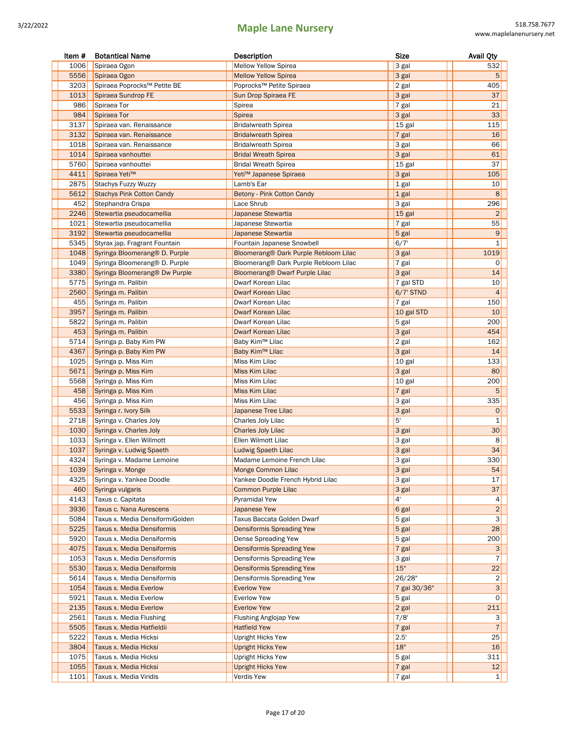| Item # | Botantical Name | Description | Size | Avail Qty |
|---|---|---|---|---|
| 1006 | Spiraea Ogon | Mellow Yellow Spirea | 3 gal | 532 |
| 5556 | Spiraea Ogon | Mellow Yellow Spirea | 3 gal | 5 |
| 3203 | Spiraea Poprocks™ Petite BE | Poprocks™ Petite Spiraea | 2 gal | 405 |
| 1013 | Spiraea Sundrop FE | Sun Drop Spiraea FE | 3 gal | 37 |
| 986 | Spiraea Tor | Spirea | 7 gal | 21 |
| 984 | Spiraea Tor | Spirea | 3 gal | 33 |
| 3137 | Spiraea van. Renaissance | Bridalwreath Spirea | 15 gal | 115 |
| 3132 | Spiraea van. Renaissance | Bridalwreath Spirea | 7 gal | 16 |
| 1018 | Spiraea van. Renaissance | Bridalwreath Spirea | 3 gal | 66 |
| 1014 | Spiraea vanhouttei | Bridal Wreath Spirea | 3 gal | 61 |
| 5760 | Spiraea vanhouttei | Bridal Wreath Spirea | 15 gal | 37 |
| 4411 | Spiraea Yeti™ | Yeti™ Japanese Spiraea | 3 gal | 105 |
| 2875 | Stachys Fuzzy Wuzzy | Lamb's Ear | 1 gal | 10 |
| 5612 | Stachys Pink Cotton Candy | Betony - Pink Cotton Candy | 1 gal | 8 |
| 452 | Stephandra Crispa | Lace Shrub | 3 gal | 296 |
| 2246 | Stewartia pseudocamellia | Japanese Stewartia | 15 gal | 2 |
| 1021 | Stewartia pseudocamellia | Japanese Stewartia | 7 gal | 55 |
| 3192 | Stewartia pseudocamellia | Japanese Stewartia | 5 gal | 9 |
| 5345 | Styrax jap. Fragrant Fountain | Fountain Japanese Snowbell | 6/7' | 1 |
| 1048 | Syringa Bloomerang® D. Purple | Bloomerang® Dark Purple Rebloom Lilac | 3 gal | 1019 |
| 1049 | Syringa Bloomerang® D. Purple | Bloomerang® Dark Purple Rebloom Lilac | 7 gal | 0 |
| 3380 | Syringa Bloomerang® Dw Purple | Bloomerang® Dwarf Purple Lilac | 3 gal | 14 |
| 5775 | Syringa m. Palibin | Dwarf Korean Lilac | 7 gal STD | 10 |
| 2560 | Syringa m. Palibin | Dwarf Korean Lilac | 6/7' STND | 4 |
| 455 | Syringa m. Palibin | Dwarf Korean Lilac | 7 gal | 150 |
| 3957 | Syringa m. Palibin | Dwarf Korean Lilac | 10 gal STD | 10 |
| 5822 | Syringa m. Palibin | Dwarf Korean Lilac | 5 gal | 200 |
| 453 | Syringa m. Palibin | Dwarf Korean Lilac | 3 gal | 454 |
| 5714 | Syringa p. Baby Kim PW | Baby Kim™ Lilac | 2 gal | 162 |
| 4367 | Syringa p. Baby Kim PW | Baby Kim™ Lilac | 3 gal | 14 |
| 1025 | Syringa p. Miss Kim | Miss Kim Lilac | 10 gal | 133 |
| 5671 | Syringa p. Miss Kim | Miss Kim Lilac | 3 gal | 80 |
| 5568 | Syringa p. Miss Kim | Miss Kim Lilac | 10 gal | 200 |
| 458 | Syringa p. Miss Kim | Miss Kim Lilac | 7 gal | 5 |
| 456 | Syringa p. Miss Kim | Miss Kim Lilac | 3 gal | 335 |
| 5533 | Syringa r. Ivory Silk | Japanese Tree Lilac | 3 gal | 0 |
| 2718 | Syringa v. Charles Joly | Charles Joly Lilac | 5' | 1 |
| 1030 | Syringa v. Charles Joly | Charles Joly Lilac | 3 gal | 30 |
| 1033 | Syringa v. Ellen Willmott | Ellen Wilmott Lilac | 3 gal | 8 |
| 1037 | Syringa v. Ludwig Spaeth | Ludwig Spaeth Lilac | 3 gal | 34 |
| 4324 | Syringa v. Madame Lemoine | Madame Lemoine French Lilac | 3 gal | 330 |
| 1039 | Syringa v. Monge | Monge Common Lilac | 3 gal | 54 |
| 4325 | Syringa v. Yankee Doodle | Yankee Doodle French Hybrid Lilac | 3 gal | 17 |
| 460 | Syringa vulgaris | Common Purple Lilac | 3 gal | 37 |
| 4143 | Taxus c. Capitata | Pyramidal Yew | 4' | 4 |
| 3936 | Taxus c. Nana Aurescens | Japanese Yew | 6 gal | 2 |
| 5084 | Taxus x. Media DensiformiGolden | Taxus Baccata Golden Dwarf | 5 gal | 3 |
| 5225 | Taxus x. Media Densiformis | Densiformis Spreading Yew | 5 gal | 28 |
| 5920 | Taxus x. Media Densiformis | Dense Spreading Yew | 5 gal | 200 |
| 4075 | Taxus x. Media Densiformis | Densiformis Spreading Yew | 7 gal | 3 |
| 1053 | Taxus x. Media Densiformis | Densiformis Spreading Yew | 3 gal | 7 |
| 5530 | Taxus x. Media Densiformis | Densiformis Spreading Yew | 15" | 22 |
| 5614 | Taxus x. Media Densiformis | Densiformis Spreading Yew | 26/28" | 2 |
| 1054 | Taxus x. Media Everlow | Everlow Yew | 7 gal 30/36" | 3 |
| 5921 | Taxus x. Media Everlow | Everlow Yew | 5 gal | 0 |
| 2135 | Taxus x. Media Everlow | Everlow Yew | 2 gal | 211 |
| 2561 | Taxus x. Media Flushing | Flushing Anglojap Yew | 7/8' | 3 |
| 5505 | Taxus x. Media Hatfieldii | Hatfield Yew | 7 gal | 7 |
| 5222 | Taxus x. Media Hicksi | Upright Hicks Yew | 2.5' | 25 |
| 3804 | Taxus x. Media Hicksi | Upright Hicks Yew | 18" | 16 |
| 1075 | Taxus x. Media Hicksi | Upright Hicks Yew | 5 gal | 311 |
| 1055 | Taxus x. Media Hicksi | Upright Hicks Yew | 7 gal | 12 |
| 1101 | Taxus x. Media Viridis | Verdis Yew | 7 gal | 1 |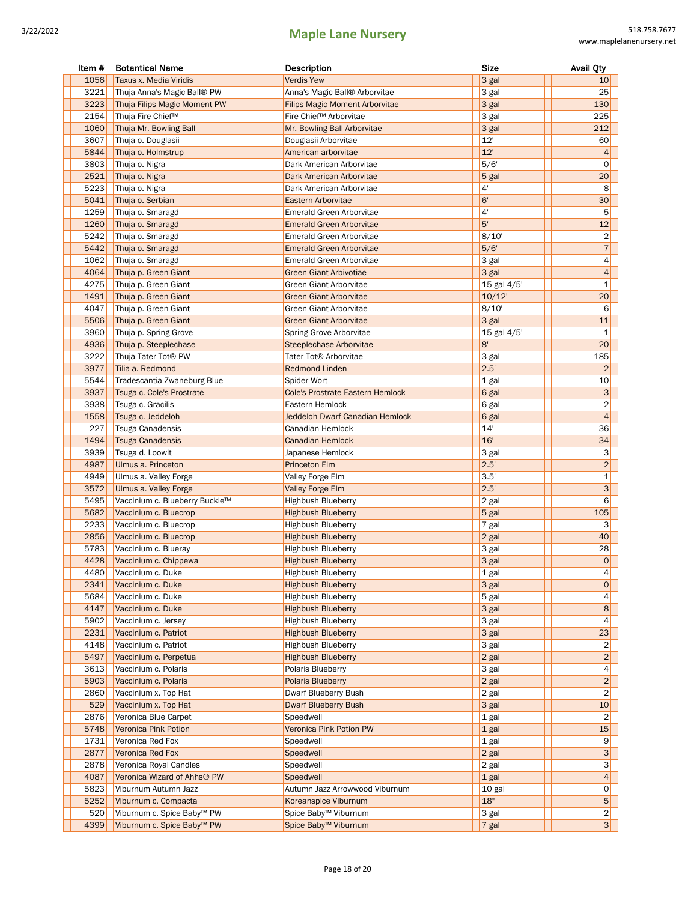| Item # | Botantical Name | Description | Size | Avail Qty |
|---|---|---|---|---|
| 1056 | Taxus x. Media Viridis | Verdis Yew | 3 gal | 10 |
| 3221 | Thuja Anna's Magic Ball® PW | Anna's Magic Ball® Arborvitae | 3 gal | 25 |
| 3223 | Thuja Filips Magic Moment PW | Filips Magic Moment Arborvitae | 3 gal | 130 |
| 2154 | Thuja Fire Chief™ | Fire Chief™ Arborvitae | 3 gal | 225 |
| 1060 | Thuja Mr. Bowling Ball | Mr. Bowling Ball Arborvitae | 3 gal | 212 |
| 3607 | Thuja o. Douglasii | Douglasii Arborvitae | 12' | 60 |
| 5844 | Thuja o. Holmstrup | American arborvitae | 12' | 4 |
| 3803 | Thuja o. Nigra | Dark American Arborvitae | 5/6' | 0 |
| 2521 | Thuja o. Nigra | Dark American Arborvitae | 5 gal | 20 |
| 5223 | Thuja o. Nigra | Dark American Arborvitae | 4' | 8 |
| 5041 | Thuja o. Serbian | Eastern Arborvitae | 6' | 30 |
| 1259 | Thuja o. Smaragd | Emerald Green Arborvitae | 4' | 5 |
| 1260 | Thuja o. Smaragd | Emerald Green Arborvitae | 5' | 12 |
| 5242 | Thuja o. Smaragd | Emerald Green Arborvitae | 8/10' | 2 |
| 5442 | Thuja o. Smaragd | Emerald Green Arborvitae | 5/6' | 7 |
| 1062 | Thuja o. Smaragd | Emerald Green Arborvitae | 3 gal | 4 |
| 4064 | Thuja p. Green Giant | Green Giant Arbivotiae | 3 gal | 4 |
| 4275 | Thuja p. Green Giant | Green Giant Arborvitae | 15 gal 4/5' | 1 |
| 1491 | Thuja p. Green Giant | Green Giant Arborvitae | 10/12' | 20 |
| 4047 | Thuja p. Green Giant | Green Giant Arborvitae | 8/10' | 6 |
| 5506 | Thuja p. Green Giant | Green Giant Arborvitae | 3 gal | 11 |
| 3960 | Thuja p. Spring Grove | Spring Grove Arborvitae | 15 gal 4/5' | 1 |
| 4936 | Thuja p. Steeplechase | Steeplechase Arborvitae | 8' | 20 |
| 3222 | Thuja Tater Tot® PW | Tater Tot® Arborvitae | 3 gal | 185 |
| 3977 | Tilia a. Redmond | Redmond Linden | 2.5" | 2 |
| 5544 | Tradescantia Zwaneburg Blue | Spider Wort | 1 gal | 10 |
| 3937 | Tsuga c. Cole's Prostrate | Cole's Prostrate Eastern Hemlock | 6 gal | 3 |
| 3938 | Tsuga c. Gracilis | Eastern Hemlock | 6 gal | 2 |
| 1558 | Tsuga c. Jeddeloh | Jeddeloh Dwarf Canadian Hemlock | 6 gal | 4 |
| 227 | Tsuga Canadensis | Canadian Hemlock | 14' | 36 |
| 1494 | Tsuga Canadensis | Canadian Hemlock | 16' | 34 |
| 3939 | Tsuga d. Loowit | Japanese Hemlock | 3 gal | 3 |
| 4987 | Ulmus a. Princeton | Princeton Elm | 2.5" | 2 |
| 4949 | Ulmus a. Valley Forge | Valley Forge Elm | 3.5" | 1 |
| 3572 | Ulmus a. Valley Forge | Valley Forge Elm | 2.5" | 3 |
| 5495 | Vaccinium c. Blueberry Buckle™ | Highbush Blueberry | 2 gal | 6 |
| 5682 | Vaccinium c. Bluecrop | Highbush Blueberry | 5 gal | 105 |
| 2233 | Vaccinium c. Bluecrop | Highbush Blueberry | 7 gal | 3 |
| 2856 | Vaccinium c. Bluecrop | Highbush Blueberry | 2 gal | 40 |
| 5783 | Vaccinium c. Blueray | Highbush Blueberry | 3 gal | 28 |
| 4428 | Vaccinium c. Chippewa | Highbush Blueberry | 3 gal | 0 |
| 4480 | Vaccinium c. Duke | Highbush Blueberry | 1 gal | 4 |
| 2341 | Vaccinium c. Duke | Highbush Blueberry | 3 gal | 0 |
| 5684 | Vaccinium c. Duke | Highbush Blueberry | 5 gal | 4 |
| 4147 | Vaccinium c. Duke | Highbush Blueberry | 3 gal | 8 |
| 5902 | Vaccinium c. Jersey | Highbush Blueberry | 3 gal | 4 |
| 2231 | Vaccinium c. Patriot | Highbush Blueberry | 3 gal | 23 |
| 4148 | Vaccinium c. Patriot | Highbush Blueberry | 3 gal | 2 |
| 5497 | Vaccinium c. Perpetua | Highbush Blueberry | 2 gal | 2 |
| 3613 | Vaccinium c. Polaris | Polaris Blueberry | 3 gal | 4 |
| 5903 | Vaccinium c. Polaris | Polaris Blueberry | 2 gal | 2 |
| 2860 | Vaccinium x. Top Hat | Dwarf Blueberry Bush | 2 gal | 2 |
| 529 | Vaccinium x. Top Hat | Dwarf Blueberry Bush | 3 gal | 10 |
| 2876 | Veronica Blue Carpet | Speedwell | 1 gal | 2 |
| 5748 | Veronica Pink Potion | Veronica Pink Potion PW | 1 gal | 15 |
| 1731 | Veronica Red Fox | Speedwell | 1 gal | 9 |
| 2877 | Veronica Red Fox | Speedwell | 2 gal | 3 |
| 2878 | Veronica Royal Candles | Speedwell | 2 gal | 3 |
| 4087 | Veronica Wizard of Ahhs® PW | Speedwell | 1 gal | 4 |
| 5823 | Viburnum Autumn Jazz | Autumn Jazz Arrowwood Viburnum | 10 gal | 0 |
| 5252 | Viburnum c. Compacta | Koreanspice Viburnum | 18" | 5 |
| 520 | Viburnum c. Spice Baby™ PW | Spice Baby™ Viburnum | 3 gal | 2 |
| 4399 | Viburnum c. Spice Baby™ PW | Spice Baby™ Viburnum | 7 gal | 3 |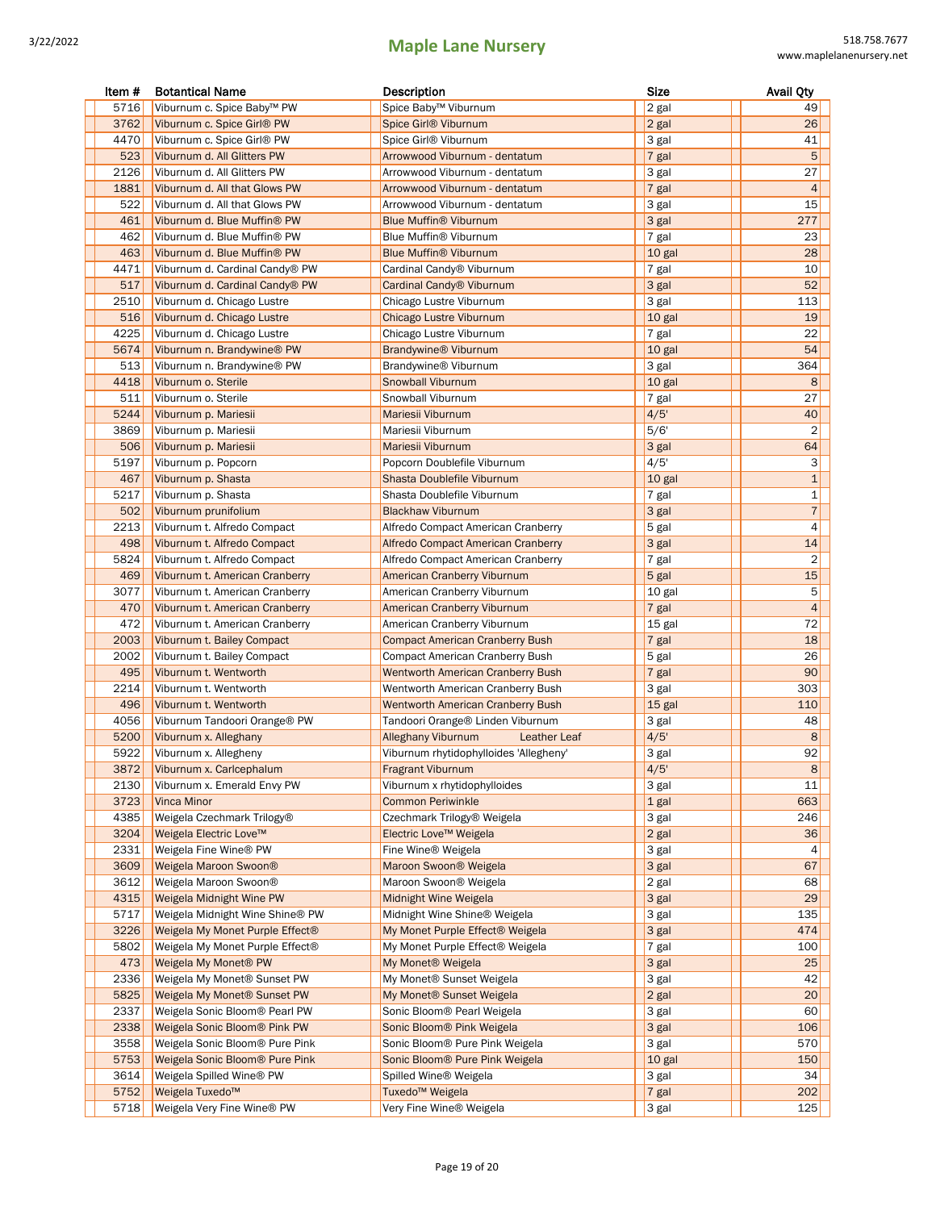| Item # | Botantical Name | Description | Size | Avail Qty |
|---|---|---|---|---|
| 5716 | Viburnum c. Spice Baby™ PW | Spice Baby™ Viburnum | 2 gal | 49 |
| 3762 | Viburnum c. Spice Girl® PW | Spice Girl® Viburnum | 2 gal | 26 |
| 4470 | Viburnum c. Spice Girl® PW | Spice Girl® Viburnum | 3 gal | 41 |
| 523 | Viburnum d. All Glitters PW | Arrowwood Viburnum - dentatum | 7 gal | 5 |
| 2126 | Viburnum d. All Glitters PW | Arrowwood Viburnum - dentatum | 3 gal | 27 |
| 1881 | Viburnum d. All that Glows PW | Arrowwood Viburnum - dentatum | 7 gal | 4 |
| 522 | Viburnum d. All that Glows PW | Arrowwood Viburnum - dentatum | 3 gal | 15 |
| 461 | Viburnum d. Blue Muffin® PW | Blue Muffin® Viburnum | 3 gal | 277 |
| 462 | Viburnum d. Blue Muffin® PW | Blue Muffin® Viburnum | 7 gal | 23 |
| 463 | Viburnum d. Blue Muffin® PW | Blue Muffin® Viburnum | 10 gal | 28 |
| 4471 | Viburnum d. Cardinal Candy® PW | Cardinal Candy® Viburnum | 7 gal | 10 |
| 517 | Viburnum d. Cardinal Candy® PW | Cardinal Candy® Viburnum | 3 gal | 52 |
| 2510 | Viburnum d. Chicago Lustre | Chicago Lustre Viburnum | 3 gal | 113 |
| 516 | Viburnum d. Chicago Lustre | Chicago Lustre Viburnum | 10 gal | 19 |
| 4225 | Viburnum d. Chicago Lustre | Chicago Lustre Viburnum | 7 gal | 22 |
| 5674 | Viburnum n. Brandywine® PW | Brandywine® Viburnum | 10 gal | 54 |
| 513 | Viburnum n. Brandywine® PW | Brandywine® Viburnum | 3 gal | 364 |
| 4418 | Viburnum o. Sterile | Snowball Viburnum | 10 gal | 8 |
| 511 | Viburnum o. Sterile | Snowball Viburnum | 7 gal | 27 |
| 5244 | Viburnum p. Mariesii | Mariesii Viburnum | 4/5' | 40 |
| 3869 | Viburnum p. Mariesii | Mariesii Viburnum | 5/6' | 2 |
| 506 | Viburnum p. Mariesii | Mariesii Viburnum | 3 gal | 64 |
| 5197 | Viburnum p. Popcorn | Popcorn Doublefile Viburnum | 4/5' | 3 |
| 467 | Viburnum p. Shasta | Shasta Doublefile Viburnum | 10 gal | 1 |
| 5217 | Viburnum p. Shasta | Shasta Doublefile Viburnum | 7 gal | 1 |
| 502 | Viburnum prunifolium | Blackhaw Viburnum | 3 gal | 7 |
| 2213 | Viburnum t. Alfredo Compact | Alfredo Compact American Cranberry | 5 gal | 4 |
| 498 | Viburnum t. Alfredo Compact | Alfredo Compact American Cranberry | 3 gal | 14 |
| 5824 | Viburnum t. Alfredo Compact | Alfredo Compact American Cranberry | 7 gal | 2 |
| 469 | Viburnum t. American Cranberry | American Cranberry Viburnum | 5 gal | 15 |
| 3077 | Viburnum t. American Cranberry | American Cranberry Viburnum | 10 gal | 5 |
| 470 | Viburnum t. American Cranberry | American Cranberry Viburnum | 7 gal | 4 |
| 472 | Viburnum t. American Cranberry | American Cranberry Viburnum | 15 gal | 72 |
| 2003 | Viburnum t. Bailey Compact | Compact American Cranberry Bush | 7 gal | 18 |
| 2002 | Viburnum t. Bailey Compact | Compact American Cranberry Bush | 5 gal | 26 |
| 495 | Viburnum t. Wentworth | Wentworth American Cranberry Bush | 7 gal | 90 |
| 2214 | Viburnum t. Wentworth | Wentworth American Cranberry Bush | 3 gal | 303 |
| 496 | Viburnum t. Wentworth | Wentworth American Cranberry Bush | 15 gal | 110 |
| 4056 | Viburnum Tandoori Orange® PW | Tandoori Orange® Linden Viburnum | 3 gal | 48 |
| 5200 | Viburnum x. Alleghany | Alleghany Viburnum Leather Leaf | 4/5' | 8 |
| 5922 | Viburnum x. Allegheny | Viburnum rhytidophylloides 'Allegheny' | 3 gal | 92 |
| 3872 | Viburnum x. Carlcephalum | Fragrant Viburnum | 4/5' | 8 |
| 2130 | Viburnum x. Emerald Envy PW | Viburnum x rhytidophylloides | 3 gal | 11 |
| 3723 | Vinca Minor | Common Periwinkle | 1 gal | 663 |
| 4385 | Weigela Czechmark Trilogy® | Czechmark Trilogy® Weigela | 3 gal | 246 |
| 3204 | Weigela Electric Love™ | Electric Love™ Weigela | 2 gal | 36 |
| 2331 | Weigela Fine Wine® PW | Fine Wine® Weigela | 3 gal | 4 |
| 3609 | Weigela Maroon Swoon® | Maroon Swoon® Weigela | 3 gal | 67 |
| 3612 | Weigela Maroon Swoon® | Maroon Swoon® Weigela | 2 gal | 68 |
| 4315 | Weigela Midnight Wine PW | Midnight Wine Weigela | 3 gal | 29 |
| 5717 | Weigela Midnight Wine Shine® PW | Midnight Wine Shine® Weigela | 3 gal | 135 |
| 3226 | Weigela My Monet Purple Effect® | My Monet Purple Effect® Weigela | 3 gal | 474 |
| 5802 | Weigela My Monet Purple Effect® | My Monet Purple Effect® Weigela | 7 gal | 100 |
| 473 | Weigela My Monet® PW | My Monet® Weigela | 3 gal | 25 |
| 2336 | Weigela My Monet® Sunset PW | My Monet® Sunset Weigela | 3 gal | 42 |
| 5825 | Weigela My Monet® Sunset PW | My Monet® Sunset Weigela | 2 gal | 20 |
| 2337 | Weigela Sonic Bloom® Pearl PW | Sonic Bloom® Pearl Weigela | 3 gal | 60 |
| 2338 | Weigela Sonic Bloom® Pink PW | Sonic Bloom® Pink Weigela | 3 gal | 106 |
| 3558 | Weigela Sonic Bloom® Pure Pink | Sonic Bloom® Pure Pink Weigela | 3 gal | 570 |
| 5753 | Weigela Sonic Bloom® Pure Pink | Sonic Bloom® Pure Pink Weigela | 10 gal | 150 |
| 3614 | Weigela Spilled Wine® PW | Spilled Wine® Weigela | 3 gal | 34 |
| 5752 | Weigela Tuxedo™ | Tuxedo™ Weigela | 7 gal | 202 |
| 5718 | Weigela Very Fine Wine® PW | Very Fine Wine® Weigela | 3 gal | 125 |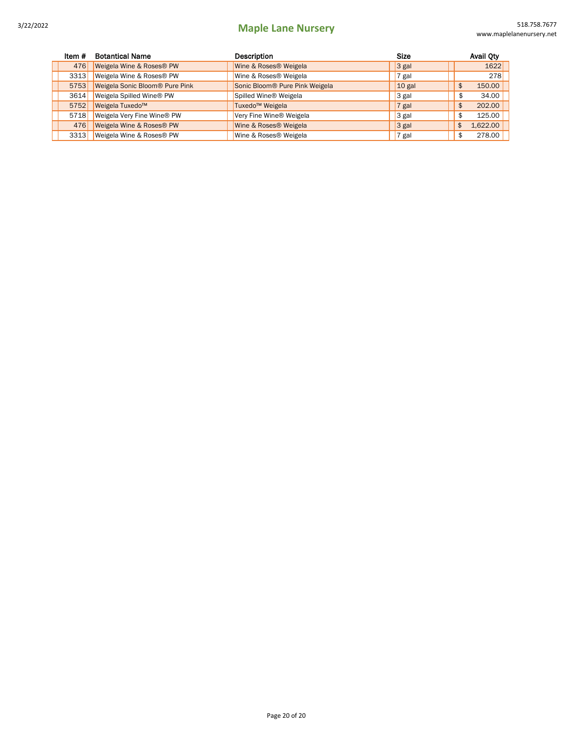| Item # | Botantical Name | Description | Size | Avail Qty |
|---|---|---|---|---|
| 476 | Weigela Wine & Roses® PW | Wine & Roses® Weigela | 3 gal | 1622 |
| 3313 | Weigela Wine & Roses® PW | Wine & Roses® Weigela | 7 gal | 278 |
| 5753 | Weigela Sonic Bloom® Pure Pink | Sonic Bloom® Pure Pink Weigela | 10 gal | $ 150.00 |
| 3614 | Weigela Spilled Wine® PW | Spilled Wine® Weigela | 3 gal | $ 34.00 |
| 5752 | Weigela Tuxedo™ | Tuxedo™ Weigela | 7 gal | $ 202.00 |
| 5718 | Weigela Very Fine Wine® PW | Very Fine Wine® Weigela | 3 gal | $ 125.00 |
| 476 | Weigela Wine & Roses® PW | Wine & Roses® Weigela | 3 gal | $ 1,622.00 |
| 3313 | Weigela Wine & Roses® PW | Wine & Roses® Weigela | 7 gal | $ 278.00 |